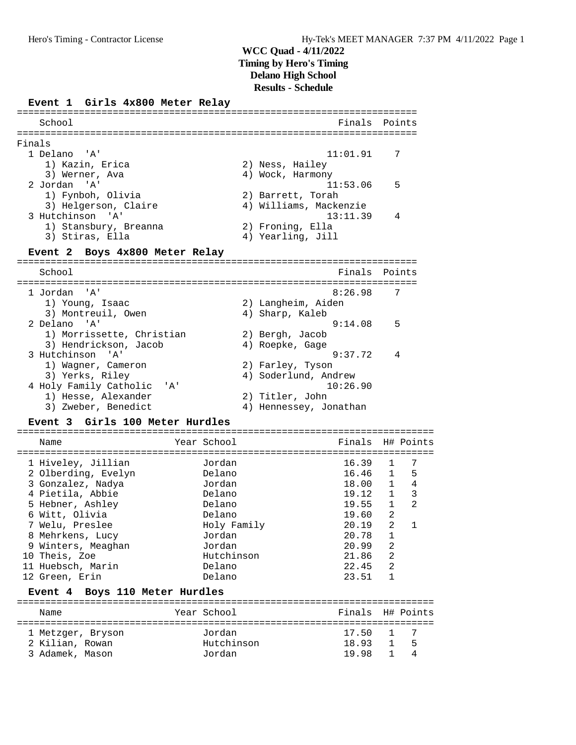# WCC Quad - 4/11/2022
**Timing by Hero's Timing**
**Delano High School**
**Results - Schedule**

### Event 1 Girls 4x800 Meter Relay

Finals

| Place | School | Finals | Points |
|---|---|---|---|
| 1 | Delano 'A' | 11:01.91 | 7 |
| | 1) Kazin, Erica; 2) Ness, Hailey; 3) Werner, Ava; 4) Wock, Harmony | | |
| 2 | Jordan 'A' | 11:53.06 | 5 |
| | 1) Fynboh, Olivia; 2) Barrett, Torah; 3) Helgerson, Claire; 4) Williams, Mackenzie | | |
| 3 | Hutchinson 'A' | 13:11.39 | 4 |
| | 1) Stansbury, Breanna; 2) Froning, Ella; 3) Stiras, Ella; 4) Yearling, Jill | | |

### Event 2 Boys 4x800 Meter Relay

| Place | School | Finals | Points |
|---|---|---|---|
| 1 | Jordan 'A' | 8:26.98 | 7 |
| | 1) Young, Isaac; 2) Langheim, Aiden; 3) Montreuil, Owen; 4) Sharp, Kaleb | | |
| 2 | Delano 'A' | 9:14.08 | 5 |
| | 1) Morrissette, Christian; 2) Bergh, Jacob; 3) Hendrickson, Jacob; 4) Roepke, Gage | | |
| 3 | Hutchinson 'A' | 9:37.72 | 4 |
| | 1) Wagner, Cameron; 2) Farley, Tyson; 3) Yerks, Riley; 4) Soderlund, Andrew | | |
| 4 | Holy Family Catholic 'A' | 10:26.90 | |
| | 1) Hesse, Alexander; 2) Titler, John; 3) Zweber, Benedict; 4) Hennessey, Jonathan | | |

### Event 3 Girls 100 Meter Hurdles

| Place | Name | Year | School | Finals | H# | Points |
|---|---|---|---|---|---|---|
| 1 | Hiveley, Jillian | | Jordan | 16.39 | 1 | 7 |
| 2 | Olberding, Evelyn | | Delano | 16.46 | 1 | 5 |
| 3 | Gonzalez, Nadya | | Jordan | 18.00 | 1 | 4 |
| 4 | Pietila, Abbie | | Delano | 19.12 | 1 | 3 |
| 5 | Hebner, Ashley | | Delano | 19.55 | 1 | 2 |
| 6 | Witt, Olivia | | Delano | 19.60 | 2 | |
| 7 | Welu, Preslee | | Holy Family | 20.19 | 2 | 1 |
| 8 | Mehrkens, Lucy | | Jordan | 20.78 | 1 | |
| 9 | Winters, Meaghan | | Jordan | 20.99 | 2 | |
| 10 | Theis, Zoe | | Hutchinson | 21.86 | 2 | |
| 11 | Huebsch, Marin | | Delano | 22.45 | 2 | |
| 12 | Green, Erin | | Delano | 23.51 | 1 | |

### Event 4 Boys 110 Meter Hurdles

| Place | Name | Year | School | Finals | H# | Points |
|---|---|---|---|---|---|---|
| 1 | Metzger, Bryson | | Jordan | 17.50 | 1 | 7 |
| 2 | Kilian, Rowan | | Hutchinson | 18.93 | 1 | 5 |
| 3 | Adamek, Mason | | Jordan | 19.98 | 1 | 4 |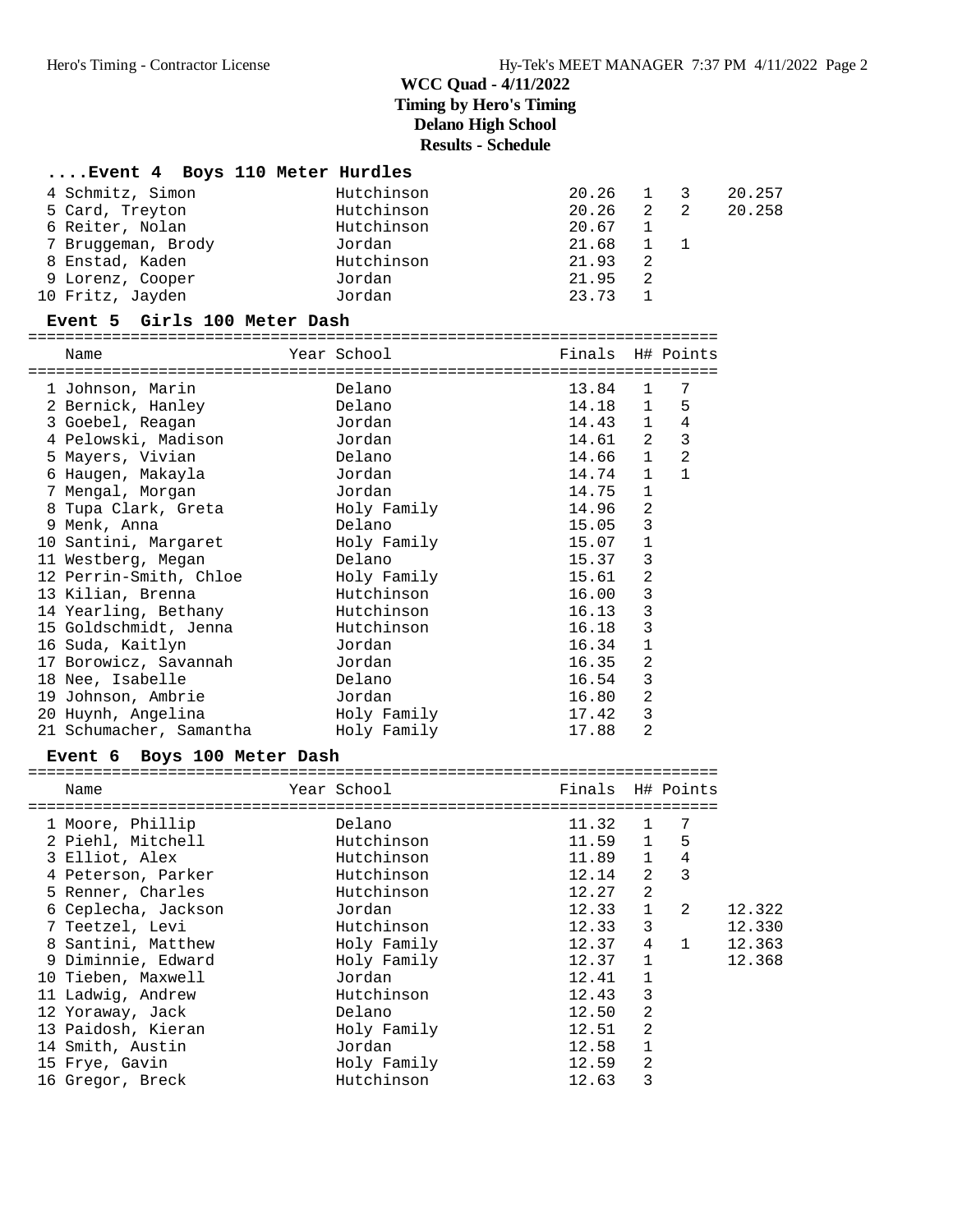# WCC Quad - 4/11/2022
**Timing by Hero's Timing**
**Delano High School**
**Results - Schedule**

### ....Event 4 Boys 110 Meter Hurdles

| Name | Year School | Finals | H# | Points | |
|---|---|---|---|---|---|
| 4 Schmitz, Simon | Hutchinson | 20.26 | 1 | 3 | 20.257 |
| 5 Card, Treyton | Hutchinson | 20.26 | 2 | 2 | 20.258 |
| 6 Reiter, Nolan | Hutchinson | 20.67 | 1 | | |
| 7 Bruggeman, Brody | Jordan | 21.68 | 1 | 1 | |
| 8 Enstad, Kaden | Hutchinson | 21.93 | 2 | | |
| 9 Lorenz, Cooper | Jordan | 21.95 | 2 | | |
| 10 Fritz, Jayden | Jordan | 23.73 | 1 | | |

### Event 5 Girls 100 Meter Dash

| Name | Year School | Finals | H# | Points |
|---|---|---|---|---|
| 1 Johnson, Marin | Delano | 13.84 | 1 | 7 |
| 2 Bernick, Hanley | Delano | 14.18 | 1 | 5 |
| 3 Goebel, Reagan | Jordan | 14.43 | 1 | 4 |
| 4 Pelowski, Madison | Jordan | 14.61 | 2 | 3 |
| 5 Mayers, Vivian | Delano | 14.66 | 1 | 2 |
| 6 Haugen, Makayla | Jordan | 14.74 | 1 | 1 |
| 7 Mengal, Morgan | Jordan | 14.75 | 1 | |
| 8 Tupa Clark, Greta | Holy Family | 14.96 | 2 | |
| 9 Menk, Anna | Delano | 15.05 | 3 | |
| 10 Santini, Margaret | Holy Family | 15.07 | 1 | |
| 11 Westberg, Megan | Delano | 15.37 | 3 | |
| 12 Perrin-Smith, Chloe | Holy Family | 15.61 | 2 | |
| 13 Kilian, Brenna | Hutchinson | 16.00 | 3 | |
| 14 Yearling, Bethany | Hutchinson | 16.13 | 3 | |
| 15 Goldschmidt, Jenna | Hutchinson | 16.18 | 3 | |
| 16 Suda, Kaitlyn | Jordan | 16.34 | 1 | |
| 17 Borowicz, Savannah | Jordan | 16.35 | 2 | |
| 18 Nee, Isabelle | Delano | 16.54 | 3 | |
| 19 Johnson, Ambrie | Jordan | 16.80 | 2 | |
| 20 Huynh, Angelina | Holy Family | 17.42 | 3 | |
| 21 Schumacher, Samantha | Holy Family | 17.88 | 2 | |

### Event 6 Boys 100 Meter Dash

| Name | Year School | Finals | H# | Points | |
|---|---|---|---|---|---|
| 1 Moore, Phillip | Delano | 11.32 | 1 | 7 | |
| 2 Piehl, Mitchell | Hutchinson | 11.59 | 1 | 5 | |
| 3 Elliot, Alex | Hutchinson | 11.89 | 1 | 4 | |
| 4 Peterson, Parker | Hutchinson | 12.14 | 2 | 3 | |
| 5 Renner, Charles | Hutchinson | 12.27 | 2 | | |
| 6 Ceplecha, Jackson | Jordan | 12.33 | 1 | 2 | 12.322 |
| 7 Teetzel, Levi | Hutchinson | 12.33 | 3 | | 12.330 |
| 8 Santini, Matthew | Holy Family | 12.37 | 4 | 1 | 12.363 |
| 9 Diminnie, Edward | Holy Family | 12.37 | 1 | | 12.368 |
| 10 Tieben, Maxwell | Jordan | 12.41 | 1 | | |
| 11 Ladwig, Andrew | Hutchinson | 12.43 | 3 | | |
| 12 Yoraway, Jack | Delano | 12.50 | 2 | | |
| 13 Paidosh, Kieran | Holy Family | 12.51 | 2 | | |
| 14 Smith, Austin | Jordan | 12.58 | 1 | | |
| 15 Frye, Gavin | Holy Family | 12.59 | 2 | | |
| 16 Gregor, Breck | Hutchinson | 12.63 | 3 | | |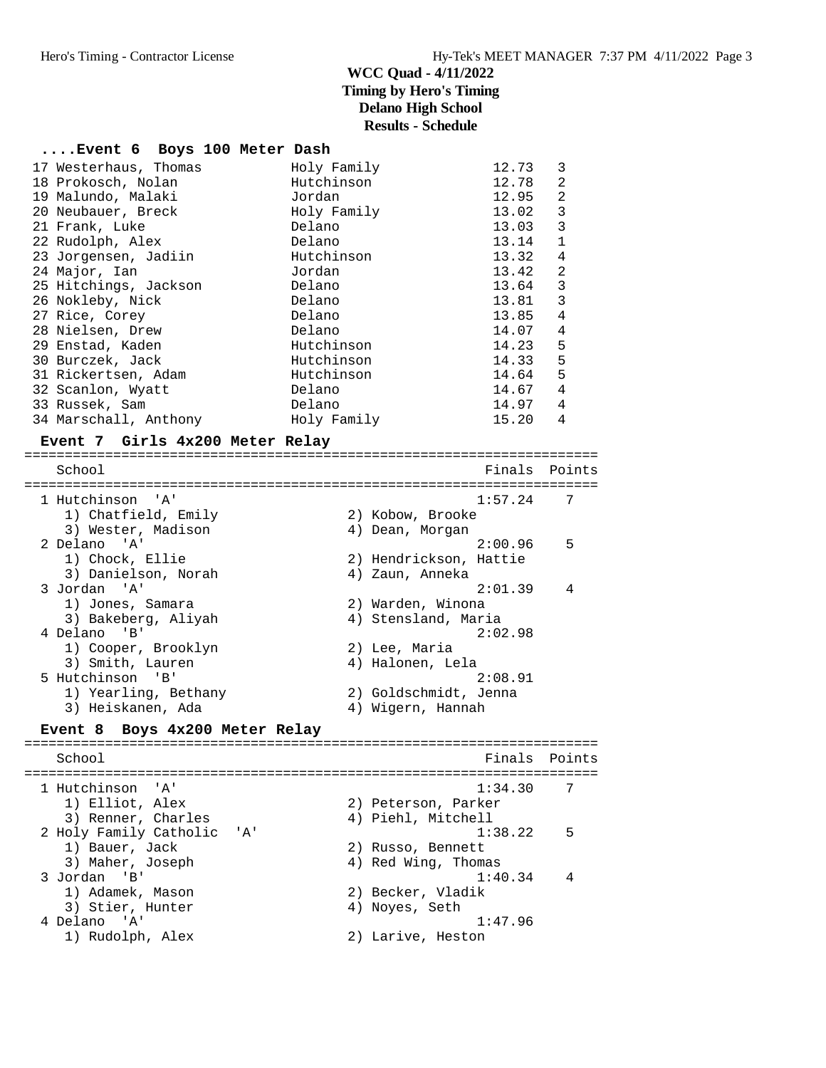**WCC Quad - 4/11/2022**
**Timing by Hero's Timing**
**Delano High School**
**Results - Schedule**

### ....Event 6 Boys 100 Meter Dash

| Place | Name | School | Finals | Heat |
|---|---|---|---|---|
| 17 | Westerhaus, Thomas | Holy Family | 12.73 | 3 |
| 18 | Prokosch, Nolan | Hutchinson | 12.78 | 2 |
| 19 | Malundo, Malaki | Jordan | 12.95 | 2 |
| 20 | Neubauer, Breck | Holy Family | 13.02 | 3 |
| 21 | Frank, Luke | Delano | 13.03 | 3 |
| 22 | Rudolph, Alex | Delano | 13.14 | 1 |
| 23 | Jorgensen, Jadiin | Hutchinson | 13.32 | 4 |
| 24 | Major, Ian | Jordan | 13.42 | 2 |
| 25 | Hitchings, Jackson | Delano | 13.64 | 3 |
| 26 | Nokleby, Nick | Delano | 13.81 | 3 |
| 27 | Rice, Corey | Delano | 13.85 | 4 |
| 28 | Nielsen, Drew | Delano | 14.07 | 4 |
| 29 | Enstad, Kaden | Hutchinson | 14.23 | 5 |
| 30 | Burczek, Jack | Hutchinson | 14.33 | 5 |
| 31 | Rickertsen, Adam | Hutchinson | 14.64 | 5 |
| 32 | Scanlon, Wyatt | Delano | 14.67 | 4 |
| 33 | Russek, Sam | Delano | 14.97 | 4 |
| 34 | Marschall, Anthony | Holy Family | 15.20 | 4 |

### Event 7 Girls 4x200 Meter Relay

| School | Finals | Points |
|---|---|---|
| 1 Hutchinson 'A' | 1:57.24 | 7 |
| 1) Chatfield, Emily; 2) Kobow, Brooke; 3) Wester, Madison; 4) Dean, Morgan | | |
| 2 Delano 'A' | 2:00.96 | 5 |
| 1) Chock, Ellie; 2) Hendrickson, Hattie; 3) Danielson, Norah; 4) Zaun, Anneka | | |
| 3 Jordan 'A' | 2:01.39 | 4 |
| 1) Jones, Samara; 2) Warden, Winona; 3) Bakeberg, Aliyah; 4) Stensland, Maria | | |
| 4 Delano 'B' | 2:02.98 | |
| 1) Cooper, Brooklyn; 2) Lee, Maria; 3) Smith, Lauren; 4) Halonen, Lela | | |
| 5 Hutchinson 'B' | 2:08.91 | |
| 1) Yearling, Bethany; 2) Goldschmidt, Jenna; 3) Heiskanen, Ada; 4) Wigern, Hannah | | |

### Event 8 Boys 4x200 Meter Relay

| School | Finals | Points |
|---|---|---|
| 1 Hutchinson 'A' | 1:34.30 | 7 |
| 1) Elliot, Alex; 2) Peterson, Parker; 3) Renner, Charles; 4) Piehl, Mitchell | | |
| 2 Holy Family Catholic 'A' | 1:38.22 | 5 |
| 1) Bauer, Jack; 2) Russo, Bennett; 3) Maher, Joseph; 4) Red Wing, Thomas | | |
| 3 Jordan 'B' | 1:40.34 | 4 |
| 1) Adamek, Mason; 2) Becker, Vladik; 3) Stier, Hunter; 4) Noyes, Seth | | |
| 4 Delano 'A' | 1:47.96 | |
| 1) Rudolph, Alex; 2) Larive, Heston | | |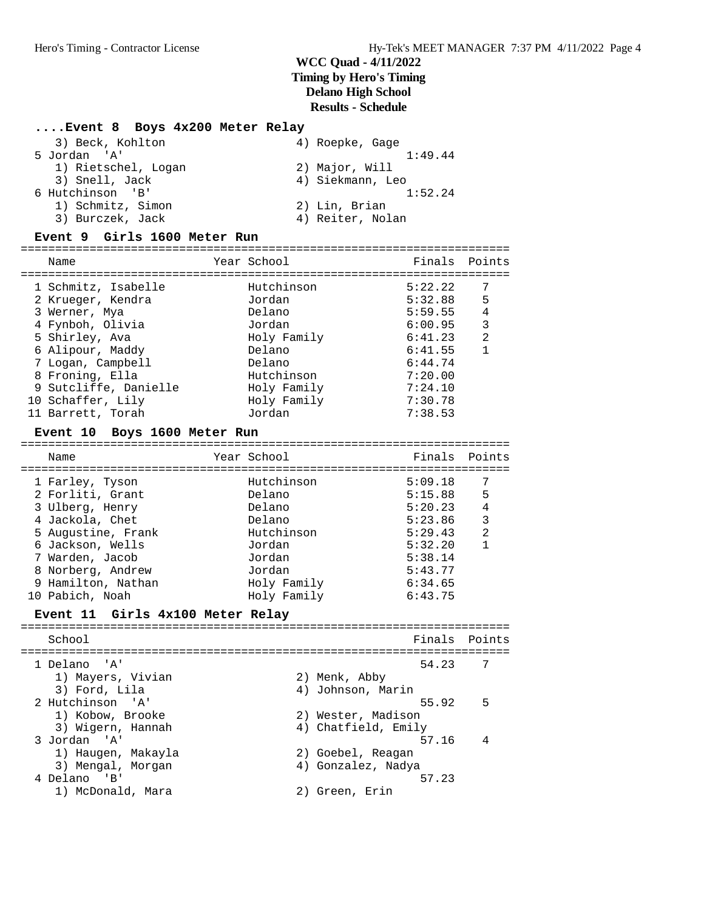**WCC Quad - 4/11/2022**
**Timing by Hero's Timing**
**Delano High School**
**Results - Schedule**

### ....Event 8 Boys 4x200 Meter Relay

| School | Finals | Points |
|---|---|---|
| 3) Beck, Kohlton — 4) Roepke, Gage | | |
| 5 Jordan 'A' | 1:49.44 | |
| 1) Rietschel, Logan — 2) Major, Will — 3) Snell, Jack — 4) Siekmann, Leo | | |
| 6 Hutchinson 'B' | 1:52.24 | |
| 1) Schmitz, Simon — 2) Lin, Brian — 3) Burczek, Jack — 4) Reiter, Nolan | | |

### Event 9 Girls 1600 Meter Run

| | Name | Year | School | Finals | Points |
|---|---|---|---|---|---|
| 1 | Schmitz, Isabelle | | Hutchinson | 5:22.22 | 7 |
| 2 | Krueger, Kendra | | Jordan | 5:32.88 | 5 |
| 3 | Werner, Mya | | Delano | 5:59.55 | 4 |
| 4 | Fynboh, Olivia | | Jordan | 6:00.95 | 3 |
| 5 | Shirley, Ava | | Holy Family | 6:41.23 | 2 |
| 6 | Alipour, Maddy | | Delano | 6:41.55 | 1 |
| 7 | Logan, Campbell | | Delano | 6:44.74 | |
| 8 | Froning, Ella | | Hutchinson | 7:20.00 | |
| 9 | Sutcliffe, Danielle | | Holy Family | 7:24.10 | |
| 10 | Schaffer, Lily | | Holy Family | 7:30.78 | |
| 11 | Barrett, Torah | | Jordan | 7:38.53 | |

### Event 10 Boys 1600 Meter Run

| | Name | Year | School | Finals | Points |
|---|---|---|---|---|---|
| 1 | Farley, Tyson | | Hutchinson | 5:09.18 | 7 |
| 2 | Forliti, Grant | | Delano | 5:15.88 | 5 |
| 3 | Ulberg, Henry | | Delano | 5:20.23 | 4 |
| 4 | Jackola, Chet | | Delano | 5:23.86 | 3 |
| 5 | Augustine, Frank | | Hutchinson | 5:29.43 | 2 |
| 6 | Jackson, Wells | | Jordan | 5:32.20 | 1 |
| 7 | Warden, Jacob | | Jordan | 5:38.14 | |
| 8 | Norberg, Andrew | | Jordan | 5:43.77 | |
| 9 | Hamilton, Nathan | | Holy Family | 6:34.65 | |
| 10 | Pabich, Noah | | Holy Family | 6:43.75 | |

### Event 11 Girls 4x100 Meter Relay

| School | Finals | Points |
|---|---|---|
| 1 Delano 'A' | 54.23 | 7 |
| 1) Mayers, Vivian — 2) Menk, Abby — 3) Ford, Lila — 4) Johnson, Marin | | |
| 2 Hutchinson 'A' | 55.92 | 5 |
| 1) Kobow, Brooke — 2) Wester, Madison — 3) Wigern, Hannah — 4) Chatfield, Emily | | |
| 3 Jordan 'A' | 57.16 | 4 |
| 1) Haugen, Makayla — 2) Goebel, Reagan — 3) Mengal, Morgan — 4) Gonzalez, Nadya | | |
| 4 Delano 'B' | 57.23 | |
| 1) McDonald, Mara — 2) Green, Erin | | |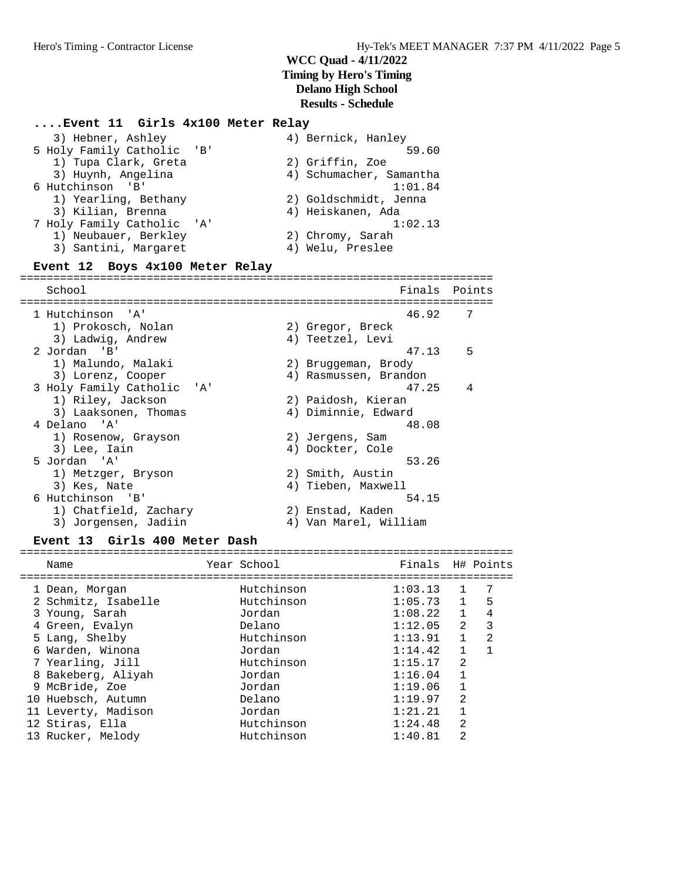**WCC Quad - 4/11/2022**
**Timing by Hero's Timing**
**Delano High School**
**Results - Schedule**

### ....Event 11 Girls 4x100 Meter Relay

| School | Finals | Points |
|---|---|---|
| 3) Hebner, Ashley — 4) Bernick, Hanley | | |
| 5 Holy Family Catholic 'B' | 59.60 | |
| 1) Tupa Clark, Greta — 2) Griffin, Zoe — 3) Huynh, Angelina — 4) Schumacher, Samantha | | |
| 6 Hutchinson 'B' | 1:01.84 | |
| 1) Yearling, Bethany — 2) Goldschmidt, Jenna — 3) Kilian, Brenna — 4) Heiskanen, Ada | | |
| 7 Holy Family Catholic 'A' | 1:02.13 | |
| 1) Neubauer, Berkley — 2) Chromy, Sarah — 3) Santini, Margaret — 4) Welu, Preslee | | |

### Event 12 Boys 4x100 Meter Relay

| School | Finals | Points |
|---|---|---|
| 1 Hutchinson 'A' | 46.92 | 7 |
| 1) Prokosch, Nolan — 2) Gregor, Breck — 3) Ladwig, Andrew — 4) Teetzel, Levi | | |
| 2 Jordan 'B' | 47.13 | 5 |
| 1) Malundo, Malaki — 2) Bruggeman, Brody — 3) Lorenz, Cooper — 4) Rasmussen, Brandon | | |
| 3 Holy Family Catholic 'A' | 47.25 | 4 |
| 1) Riley, Jackson — 2) Paidosh, Kieran — 3) Laaksonen, Thomas — 4) Diminnie, Edward | | |
| 4 Delano 'A' | 48.08 | |
| 1) Rosenow, Grayson — 2) Jergens, Sam — 3) Lee, Iain — 4) Dockter, Cole | | |
| 5 Jordan 'A' | 53.26 | |
| 1) Metzger, Bryson — 2) Smith, Austin — 3) Kes, Nate — 4) Tieben, Maxwell | | |
| 6 Hutchinson 'B' | 54.15 | |
| 1) Chatfield, Zachary — 2) Enstad, Kaden — 3) Jorgensen, Jadiin — 4) Van Marel, William | | |

### Event 13 Girls 400 Meter Dash

| Name | Year | School | Finals | H# | Points |
|---|---|---|---|---|---|
| 1 Dean, Morgan | | Hutchinson | 1:03.13 | 1 | 7 |
| 2 Schmitz, Isabelle | | Hutchinson | 1:05.73 | 1 | 5 |
| 3 Young, Sarah | | Jordan | 1:08.22 | 1 | 4 |
| 4 Green, Evalyn | | Delano | 1:12.05 | 2 | 3 |
| 5 Lang, Shelby | | Hutchinson | 1:13.91 | 1 | 2 |
| 6 Warden, Winona | | Jordan | 1:14.42 | 1 | 1 |
| 7 Yearling, Jill | | Hutchinson | 1:15.17 | 2 | |
| 8 Bakeberg, Aliyah | | Jordan | 1:16.04 | 1 | |
| 9 McBride, Zoe | | Jordan | 1:19.06 | 1 | |
| 10 Huebsch, Autumn | | Delano | 1:19.97 | 2 | |
| 11 Leverty, Madison | | Jordan | 1:21.21 | 1 | |
| 12 Stiras, Ella | | Hutchinson | 1:24.48 | 2 | |
| 13 Rucker, Melody | | Hutchinson | 1:40.81 | 2 | |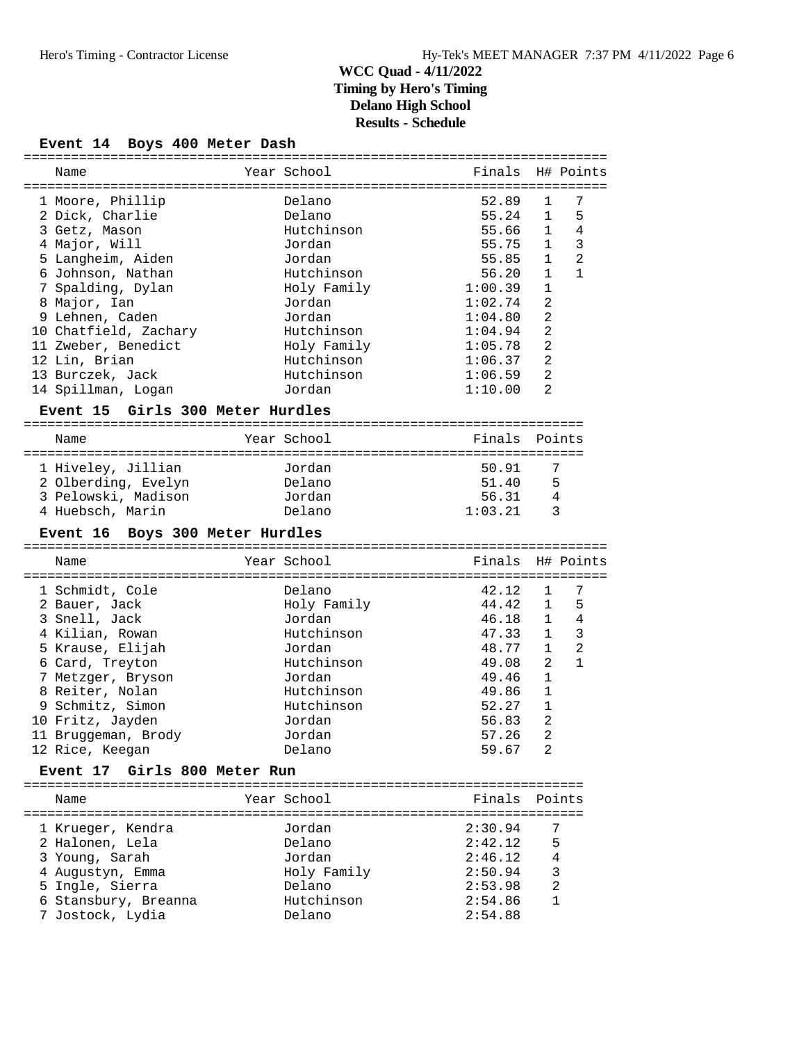# WCC Quad - 4/11/2022
**Timing by Hero's Timing**
**Delano High School**
**Results - Schedule**

### Event 14 Boys 400 Meter Dash

| | Name | Year | School | Finals | H# | Points |
|---|---|---|---|---|---|---|
| 1 | Moore, Phillip | | Delano | 52.89 | 1 | 7 |
| 2 | Dick, Charlie | | Delano | 55.24 | 1 | 5 |
| 3 | Getz, Mason | | Hutchinson | 55.66 | 1 | 4 |
| 4 | Major, Will | | Jordan | 55.75 | 1 | 3 |
| 5 | Langheim, Aiden | | Jordan | 55.85 | 1 | 2 |
| 6 | Johnson, Nathan | | Hutchinson | 56.20 | 1 | 1 |
| 7 | Spalding, Dylan | | Holy Family | 1:00.39 | 1 | |
| 8 | Major, Ian | | Jordan | 1:02.74 | 2 | |
| 9 | Lehnen, Caden | | Jordan | 1:04.80 | 2 | |
| 10 | Chatfield, Zachary | | Hutchinson | 1:04.94 | 2 | |
| 11 | Zweber, Benedict | | Holy Family | 1:05.78 | 2 | |
| 12 | Lin, Brian | | Hutchinson | 1:06.37 | 2 | |
| 13 | Burczek, Jack | | Hutchinson | 1:06.59 | 2 | |
| 14 | Spillman, Logan | | Jordan | 1:10.00 | 2 | |

### Event 15 Girls 300 Meter Hurdles

| | Name | Year | School | Finals | Points |
|---|---|---|---|---|---|
| 1 | Hiveley, Jillian | | Jordan | 50.91 | 7 |
| 2 | Olberding, Evelyn | | Delano | 51.40 | 5 |
| 3 | Pelowski, Madison | | Jordan | 56.31 | 4 |
| 4 | Huebsch, Marin | | Delano | 1:03.21 | 3 |

### Event 16 Boys 300 Meter Hurdles

| | Name | Year | School | Finals | H# | Points |
|---|---|---|---|---|---|---|
| 1 | Schmidt, Cole | | Delano | 42.12 | 1 | 7 |
| 2 | Bauer, Jack | | Holy Family | 44.42 | 1 | 5 |
| 3 | Snell, Jack | | Jordan | 46.18 | 1 | 4 |
| 4 | Kilian, Rowan | | Hutchinson | 47.33 | 1 | 3 |
| 5 | Krause, Elijah | | Jordan | 48.77 | 1 | 2 |
| 6 | Card, Treyton | | Hutchinson | 49.08 | 2 | 1 |
| 7 | Metzger, Bryson | | Jordan | 49.46 | 1 | |
| 8 | Reiter, Nolan | | Hutchinson | 49.86 | 1 | |
| 9 | Schmitz, Simon | | Hutchinson | 52.27 | 1 | |
| 10 | Fritz, Jayden | | Jordan | 56.83 | 2 | |
| 11 | Bruggeman, Brody | | Jordan | 57.26 | 2 | |
| 12 | Rice, Keegan | | Delano | 59.67 | 2 | |

### Event 17 Girls 800 Meter Run

| | Name | Year | School | Finals | Points |
|---|---|---|---|---|---|
| 1 | Krueger, Kendra | | Jordan | 2:30.94 | 7 |
| 2 | Halonen, Lela | | Delano | 2:42.12 | 5 |
| 3 | Young, Sarah | | Jordan | 2:46.12 | 4 |
| 4 | Augustyn, Emma | | Holy Family | 2:50.94 | 3 |
| 5 | Ingle, Sierra | | Delano | 2:53.98 | 2 |
| 6 | Stansbury, Breanna | | Hutchinson | 2:54.86 | 1 |
| 7 | Jostock, Lydia | | Delano | 2:54.88 | |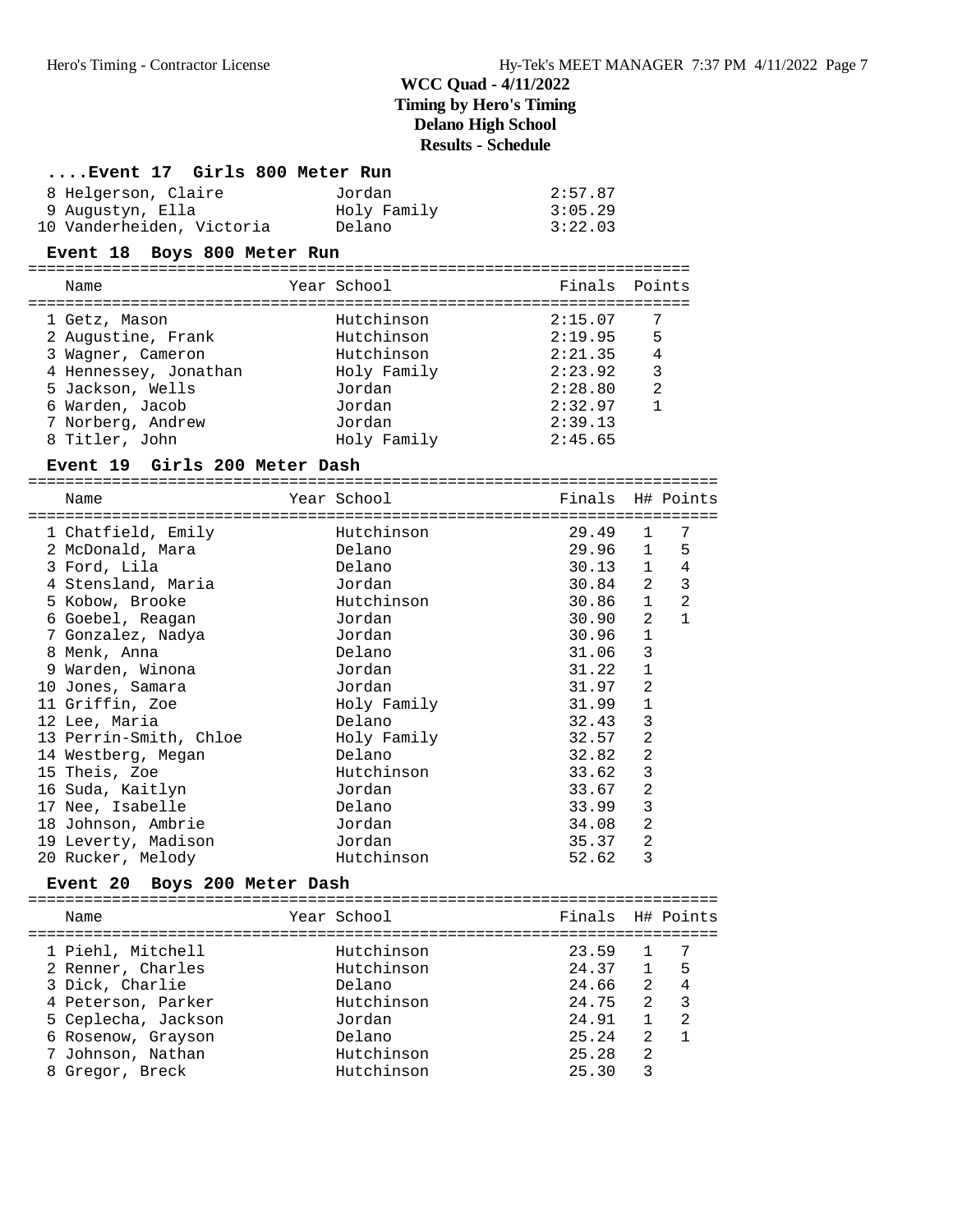# WCC Quad - 4/11/2022
## Timing by Hero's Timing
## Delano High School
## Results - Schedule

### ....Event 17 Girls 800 Meter Run

| Place | Name | Year | School | Finals | Points |
|---|---|---|---|---|---|
| 8 | Helgerson, Claire | | Jordan | 2:57.87 | |
| 9 | Augustyn, Ella | | Holy Family | 3:05.29 | |
| 10 | Vanderheiden, Victoria | | Delano | 3:22.03 | |

### Event 18 Boys 800 Meter Run

| Place | Name | Year | School | Finals | Points |
|---|---|---|---|---|---|
| 1 | Getz, Mason | | Hutchinson | 2:15.07 | 7 |
| 2 | Augustine, Frank | | Hutchinson | 2:19.95 | 5 |
| 3 | Wagner, Cameron | | Hutchinson | 2:21.35 | 4 |
| 4 | Hennessey, Jonathan | | Holy Family | 2:23.92 | 3 |
| 5 | Jackson, Wells | | Jordan | 2:28.80 | 2 |
| 6 | Warden, Jacob | | Jordan | 2:32.97 | 1 |
| 7 | Norberg, Andrew | | Jordan | 2:39.13 | |
| 8 | Titler, John | | Holy Family | 2:45.65 | |

### Event 19 Girls 200 Meter Dash

| Place | Name | Year | School | Finals | H# | Points |
|---|---|---|---|---|---|---|
| 1 | Chatfield, Emily | | Hutchinson | 29.49 | 1 | 7 |
| 2 | McDonald, Mara | | Delano | 29.96 | 1 | 5 |
| 3 | Ford, Lila | | Delano | 30.13 | 1 | 4 |
| 4 | Stensland, Maria | | Jordan | 30.84 | 2 | 3 |
| 5 | Kobow, Brooke | | Hutchinson | 30.86 | 1 | 2 |
| 6 | Goebel, Reagan | | Jordan | 30.90 | 2 | 1 |
| 7 | Gonzalez, Nadya | | Jordan | 30.96 | 1 | |
| 8 | Menk, Anna | | Delano | 31.06 | 3 | |
| 9 | Warden, Winona | | Jordan | 31.22 | 1 | |
| 10 | Jones, Samara | | Jordan | 31.97 | 2 | |
| 11 | Griffin, Zoe | | Holy Family | 31.99 | 1 | |
| 12 | Lee, Maria | | Delano | 32.43 | 3 | |
| 13 | Perrin-Smith, Chloe | | Holy Family | 32.57 | 2 | |
| 14 | Westberg, Megan | | Delano | 32.82 | 2 | |
| 15 | Theis, Zoe | | Hutchinson | 33.62 | 3 | |
| 16 | Suda, Kaitlyn | | Jordan | 33.67 | 2 | |
| 17 | Nee, Isabelle | | Delano | 33.99 | 3 | |
| 18 | Johnson, Ambrie | | Jordan | 34.08 | 2 | |
| 19 | Leverty, Madison | | Jordan | 35.37 | 2 | |
| 20 | Rucker, Melody | | Hutchinson | 52.62 | 3 | |

### Event 20 Boys 200 Meter Dash

| Place | Name | Year | School | Finals | H# | Points |
|---|---|---|---|---|---|---|
| 1 | Piehl, Mitchell | | Hutchinson | 23.59 | 1 | 7 |
| 2 | Renner, Charles | | Hutchinson | 24.37 | 1 | 5 |
| 3 | Dick, Charlie | | Delano | 24.66 | 2 | 4 |
| 4 | Peterson, Parker | | Hutchinson | 24.75 | 2 | 3 |
| 5 | Ceplecha, Jackson | | Jordan | 24.91 | 1 | 2 |
| 6 | Rosenow, Grayson | | Delano | 25.24 | 2 | 1 |
| 7 | Johnson, Nathan | | Hutchinson | 25.28 | 2 | |
| 8 | Gregor, Breck | | Hutchinson | 25.30 | 3 | |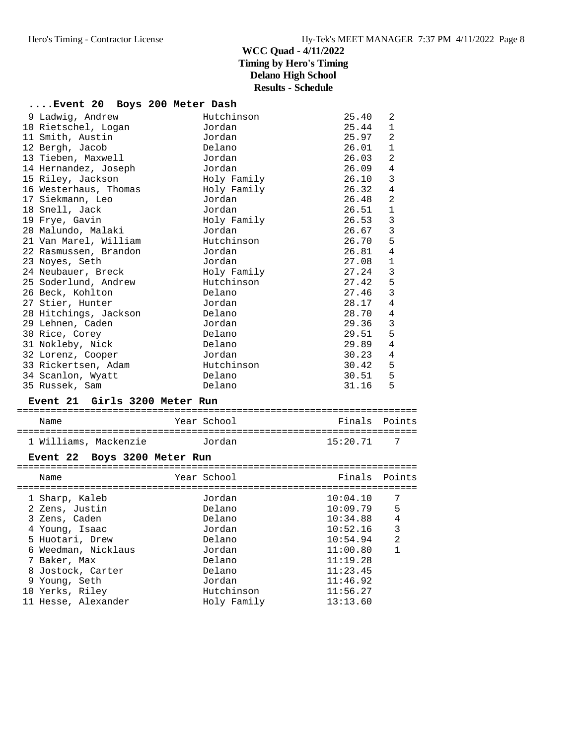# WCC Quad - 4/11/2022
## Timing by Hero's Timing
## Delano High School
## Results - Schedule

### ....Event 20 Boys 200 Meter Dash

| Place | Name | Year | School | Finals | Heat |
|---|---|---|---|---|---|
| 9 | Ladwig, Andrew | | Hutchinson | 25.40 | 2 |
| 10 | Rietschel, Logan | | Jordan | 25.44 | 1 |
| 11 | Smith, Austin | | Jordan | 25.97 | 2 |
| 12 | Bergh, Jacob | | Delano | 26.01 | 1 |
| 13 | Tieben, Maxwell | | Jordan | 26.03 | 2 |
| 14 | Hernandez, Joseph | | Jordan | 26.09 | 4 |
| 15 | Riley, Jackson | | Holy Family | 26.10 | 3 |
| 16 | Westerhaus, Thomas | | Holy Family | 26.32 | 4 |
| 17 | Siekmann, Leo | | Jordan | 26.48 | 2 |
| 18 | Snell, Jack | | Jordan | 26.51 | 1 |
| 19 | Frye, Gavin | | Holy Family | 26.53 | 3 |
| 20 | Malundo, Malaki | | Jordan | 26.67 | 3 |
| 21 | Van Marel, William | | Hutchinson | 26.70 | 5 |
| 22 | Rasmussen, Brandon | | Jordan | 26.81 | 4 |
| 23 | Noyes, Seth | | Jordan | 27.08 | 1 |
| 24 | Neubauer, Breck | | Holy Family | 27.24 | 3 |
| 25 | Soderlund, Andrew | | Hutchinson | 27.42 | 5 |
| 26 | Beck, Kohlton | | Delano | 27.46 | 3 |
| 27 | Stier, Hunter | | Jordan | 28.17 | 4 |
| 28 | Hitchings, Jackson | | Delano | 28.70 | 4 |
| 29 | Lehnen, Caden | | Jordan | 29.36 | 3 |
| 30 | Rice, Corey | | Delano | 29.51 | 5 |
| 31 | Nokleby, Nick | | Delano | 29.89 | 4 |
| 32 | Lorenz, Cooper | | Jordan | 30.23 | 4 |
| 33 | Rickertsen, Adam | | Hutchinson | 30.42 | 5 |
| 34 | Scanlon, Wyatt | | Delano | 30.51 | 5 |
| 35 | Russek, Sam | | Delano | 31.16 | 5 |

### Event 21 Girls 3200 Meter Run

| Place | Name | Year | School | Finals | Points |
|---|---|---|---|---|---|
| 1 | Williams, Mackenzie | | Jordan | 15:20.71 | 7 |

### Event 22 Boys 3200 Meter Run

| Place | Name | Year | School | Finals | Points |
|---|---|---|---|---|---|
| 1 | Sharp, Kaleb | | Jordan | 10:04.10 | 7 |
| 2 | Zens, Justin | | Delano | 10:09.79 | 5 |
| 3 | Zens, Caden | | Delano | 10:34.88 | 4 |
| 4 | Young, Isaac | | Jordan | 10:52.16 | 3 |
| 5 | Huotari, Drew | | Delano | 10:54.94 | 2 |
| 6 | Weedman, Nicklaus | | Jordan | 11:00.80 | 1 |
| 7 | Baker, Max | | Delano | 11:19.28 | |
| 8 | Jostock, Carter | | Delano | 11:23.45 | |
| 9 | Young, Seth | | Jordan | 11:46.92 | |
| 10 | Yerks, Riley | | Hutchinson | 11:56.27 | |
| 11 | Hesse, Alexander | | Holy Family | 13:13.60 | |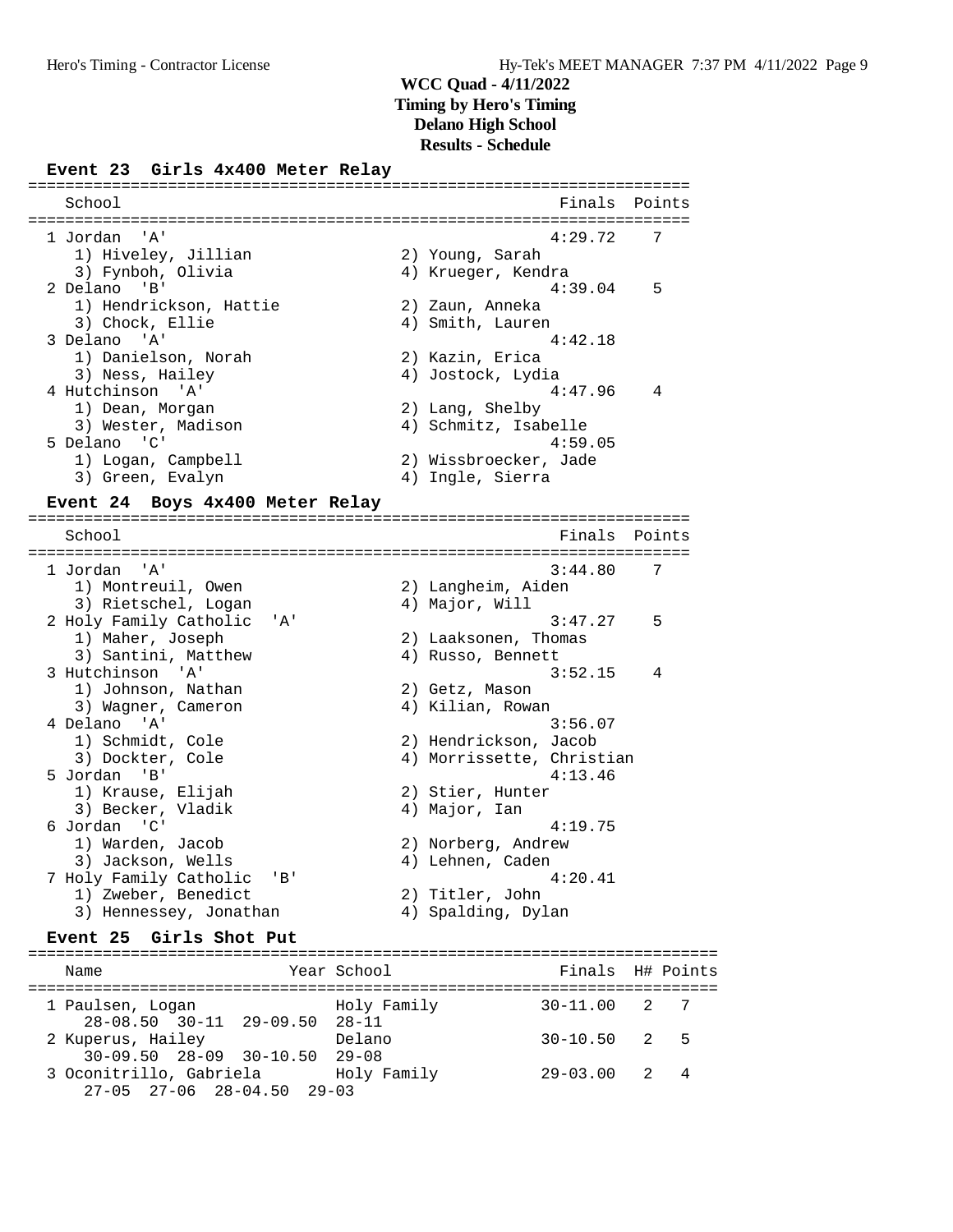# WCC Quad - 4/11/2022
## Timing by Hero's Timing
## Delano High School
## Results - Schedule

### Event 23 Girls 4x400 Meter Relay

| | School | Finals | Points |
|---|---|---|---|
| 1 | Jordan 'A' | 4:29.72 | 7 |
| | 1) Hiveley, Jillian 2) Young, Sarah 3) Fynboh, Olivia 4) Krueger, Kendra | | |
| 2 | Delano 'B' | 4:39.04 | 5 |
| | 1) Hendrickson, Hattie 2) Zaun, Anneka 3) Chock, Ellie 4) Smith, Lauren | | |
| 3 | Delano 'A' | 4:42.18 | |
| | 1) Danielson, Norah 2) Kazin, Erica 3) Ness, Hailey 4) Jostock, Lydia | | |
| 4 | Hutchinson 'A' | 4:47.96 | 4 |
| | 1) Dean, Morgan 2) Lang, Shelby 3) Wester, Madison 4) Schmitz, Isabelle | | |
| 5 | Delano 'C' | 4:59.05 | |
| | 1) Logan, Campbell 2) Wissbroecker, Jade 3) Green, Evalyn 4) Ingle, Sierra | | |

### Event 24 Boys 4x400 Meter Relay

| | School | Finals | Points |
|---|---|---|---|
| 1 | Jordan 'A' | 3:44.80 | 7 |
| | 1) Montreuil, Owen 2) Langheim, Aiden 3) Rietschel, Logan 4) Major, Will | | |
| 2 | Holy Family Catholic 'A' | 3:47.27 | 5 |
| | 1) Maher, Joseph 2) Laaksonen, Thomas 3) Santini, Matthew 4) Russo, Bennett | | |
| 3 | Hutchinson 'A' | 3:52.15 | 4 |
| | 1) Johnson, Nathan 2) Getz, Mason 3) Wagner, Cameron 4) Kilian, Rowan | | |
| 4 | Delano 'A' | 3:56.07 | |
| | 1) Schmidt, Cole 2) Hendrickson, Jacob 3) Dockter, Cole 4) Morrissette, Christian | | |
| 5 | Jordan 'B' | 4:13.46 | |
| | 1) Krause, Elijah 2) Stier, Hunter 3) Becker, Vladik 4) Major, Ian | | |
| 6 | Jordan 'C' | 4:19.75 | |
| | 1) Warden, Jacob 2) Norberg, Andrew 3) Jackson, Wells 4) Lehnen, Caden | | |
| 7 | Holy Family Catholic 'B' | 4:20.41 | |
| | 1) Zweber, Benedict 2) Titler, John 3) Hennessey, Jonathan 4) Spalding, Dylan | | |

### Event 25 Girls Shot Put

| | Name | Year | School | Finals | H# | Points |
|---|---|---|---|---|---|---|
| 1 | Paulsen, Logan | | Holy Family | 30-11.00 | 2 | 7 |
| | 28-08.50 30-11 29-09.50 28-11 | | | | | |
| 2 | Kuperus, Hailey | | Delano | 30-10.50 | 2 | 5 |
| | 30-09.50 28-09 30-10.50 29-08 | | | | | |
| 3 | Oconitrillo, Gabriela | | Holy Family | 29-03.00 | 2 | 4 |
| | 27-05 27-06 28-04.50 29-03 | | | | | |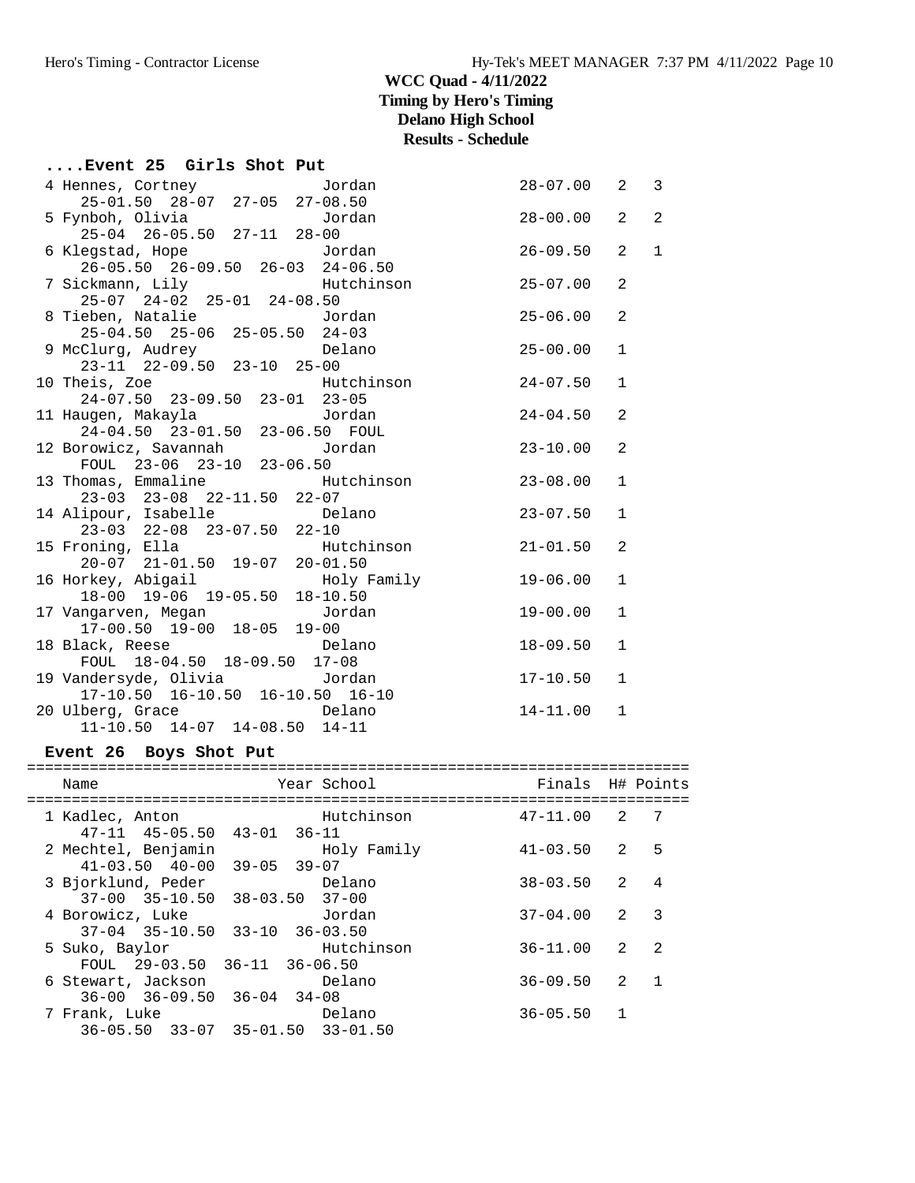## WCC Quad - 4/11/2022
**Timing by Hero's Timing**
**Delano High School**
**Results - Schedule**

### ....Event 25 Girls Shot Put

| Place | Name | School | Finals | H# | Points |
|---|---|---|---|---|---|
| 4 | Hennes, Cortney | Jordan | 28-07.00 | 2 | 3 |
| | 25-01.50 28-07 27-05 27-08.50 | | | | |
| 5 | Fynboh, Olivia | Jordan | 28-00.00 | 2 | 2 |
| | 25-04 26-05.50 27-11 28-00 | | | | |
| 6 | Klegstad, Hope | Jordan | 26-09.50 | 2 | 1 |
| | 26-05.50 26-09.50 26-03 24-06.50 | | | | |
| 7 | Sickmann, Lily | Hutchinson | 25-07.00 | 2 | |
| | 25-07 24-02 25-01 24-08.50 | | | | |
| 8 | Tieben, Natalie | Jordan | 25-06.00 | 2 | |
| | 25-04.50 25-06 25-05.50 24-03 | | | | |
| 9 | McClurg, Audrey | Delano | 25-00.00 | 1 | |
| | 23-11 22-09.50 23-10 25-00 | | | | |
| 10 | Theis, Zoe | Hutchinson | 24-07.50 | 1 | |
| | 24-07.50 23-09.50 23-01 23-05 | | | | |
| 11 | Haugen, Makayla | Jordan | 24-04.50 | 2 | |
| | 24-04.50 23-01.50 23-06.50 FOUL | | | | |
| 12 | Borowicz, Savannah | Jordan | 23-10.00 | 2 | |
| | FOUL 23-06 23-10 23-06.50 | | | | |
| 13 | Thomas, Emmaline | Hutchinson | 23-08.00 | 1 | |
| | 23-03 23-08 22-11.50 22-07 | | | | |
| 14 | Alipour, Isabelle | Delano | 23-07.50 | 1 | |
| | 23-03 22-08 23-07.50 22-10 | | | | |
| 15 | Froning, Ella | Hutchinson | 21-01.50 | 2 | |
| | 20-07 21-01.50 19-07 20-01.50 | | | | |
| 16 | Horkey, Abigail | Holy Family | 19-06.00 | 1 | |
| | 18-00 19-06 19-05.50 18-10.50 | | | | |
| 17 | Vangarven, Megan | Jordan | 19-00.00 | 1 | |
| | 17-00.50 19-00 18-05 19-00 | | | | |
| 18 | Black, Reese | Delano | 18-09.50 | 1 | |
| | FOUL 18-04.50 18-09.50 17-08 | | | | |
| 19 | Vandersyde, Olivia | Jordan | 17-10.50 | 1 | |
| | 17-10.50 16-10.50 16-10.50 16-10 | | | | |
| 20 | Ulberg, Grace | Delano | 14-11.00 | 1 | |
| | 11-10.50 14-07 14-08.50 14-11 | | | | |

### Event 26 Boys Shot Put

| Place | Name | Year School | Finals | H# | Points |
|---|---|---|---|---|---|
| 1 | Kadlec, Anton | Hutchinson | 47-11.00 | 2 | 7 |
| | 47-11 45-05.50 43-01 36-11 | | | | |
| 2 | Mechtel, Benjamin | Holy Family | 41-03.50 | 2 | 5 |
| | 41-03.50 40-00 39-05 39-07 | | | | |
| 3 | Bjorklund, Peder | Delano | 38-03.50 | 2 | 4 |
| | 37-00 35-10.50 38-03.50 37-00 | | | | |
| 4 | Borowicz, Luke | Jordan | 37-04.00 | 2 | 3 |
| | 37-04 35-10.50 33-10 36-03.50 | | | | |
| 5 | Suko, Baylor | Hutchinson | 36-11.00 | 2 | 2 |
| | FOUL 29-03.50 36-11 36-06.50 | | | | |
| 6 | Stewart, Jackson | Delano | 36-09.50 | 2 | 1 |
| | 36-00 36-09.50 36-04 34-08 | | | | |
| 7 | Frank, Luke | Delano | 36-05.50 | 1 | |
| | 36-05.50 33-07 35-01.50 33-01.50 | | | | |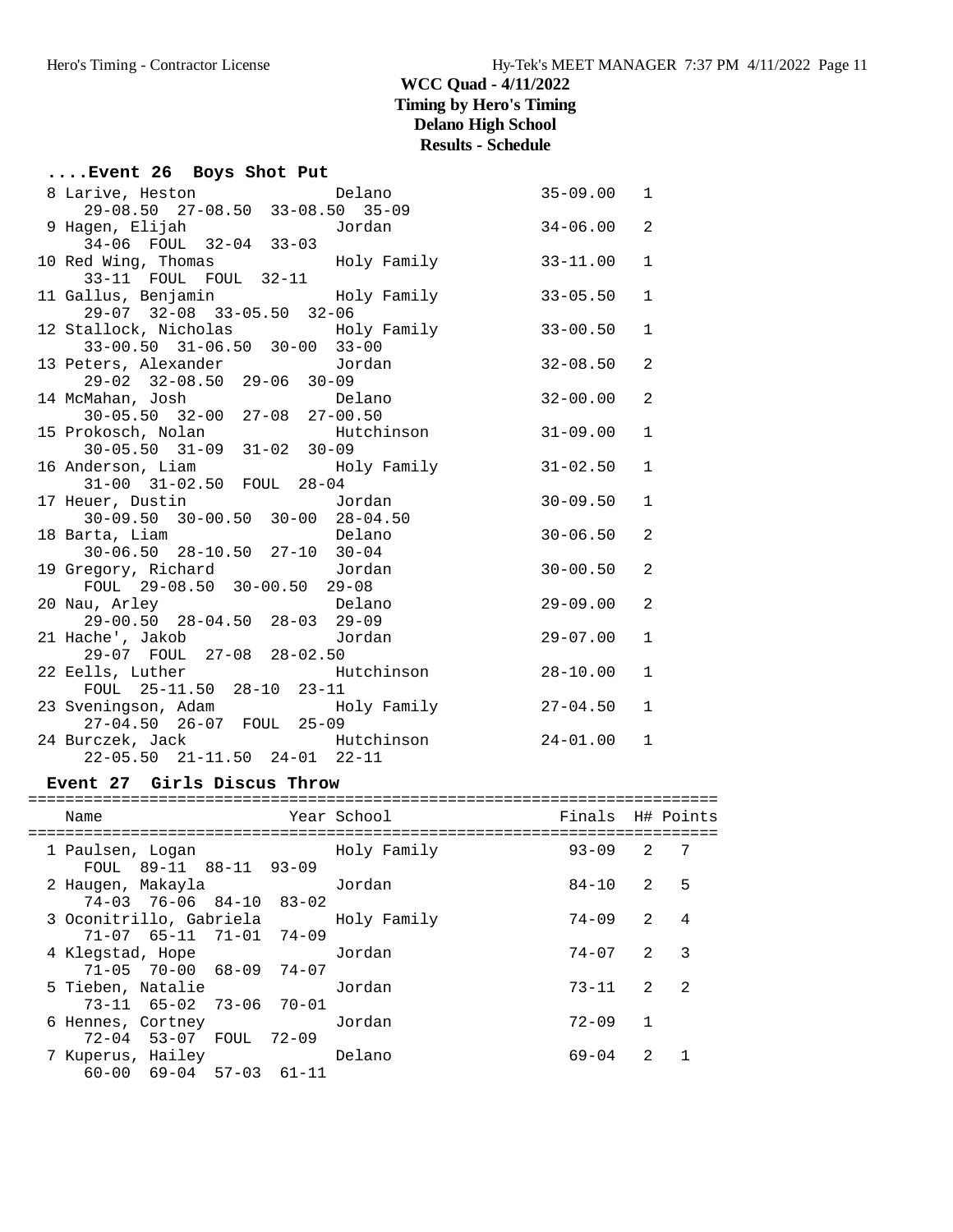# WCC Quad - 4/11/2022
## Timing by Hero's Timing
## Delano High School
## Results - Schedule

### ....Event 26 Boys Shot Put

| Place | Name | Year | School | Finals | H# |
|---|---|---|---|---|---|
| 8 | Larive, Heston | | Delano | 35-09.00 | 1 |
| | 29-08.50 27-08.50 33-08.50 35-09 | | | | |
| 9 | Hagen, Elijah | | Jordan | 34-06.00 | 2 |
| | 34-06 FOUL 32-04 33-03 | | | | |
| 10 | Red Wing, Thomas | | Holy Family | 33-11.00 | 1 |
| | 33-11 FOUL FOUL 32-11 | | | | |
| 11 | Gallus, Benjamin | | Holy Family | 33-05.50 | 1 |
| | 29-07 32-08 33-05.50 32-06 | | | | |
| 12 | Stallock, Nicholas | | Holy Family | 33-00.50 | 1 |
| | 33-00.50 31-06.50 30-00 33-00 | | | | |
| 13 | Peters, Alexander | | Jordan | 32-08.50 | 2 |
| | 29-02 32-08.50 29-06 30-09 | | | | |
| 14 | McMahan, Josh | | Delano | 32-00.00 | 2 |
| | 30-05.50 32-00 27-08 27-00.50 | | | | |
| 15 | Prokosch, Nolan | | Hutchinson | 31-09.00 | 1 |
| | 30-05.50 31-09 31-02 30-09 | | | | |
| 16 | Anderson, Liam | | Holy Family | 31-02.50 | 1 |
| | 31-00 31-02.50 FOUL 28-04 | | | | |
| 17 | Heuer, Dustin | | Jordan | 30-09.50 | 1 |
| | 30-09.50 30-00.50 30-00 28-04.50 | | | | |
| 18 | Barta, Liam | | Delano | 30-06.50 | 2 |
| | 30-06.50 28-10.50 27-10 30-04 | | | | |
| 19 | Gregory, Richard | | Jordan | 30-00.50 | 2 |
| | FOUL 29-08.50 30-00.50 29-08 | | | | |
| 20 | Nau, Arley | | Delano | 29-09.00 | 2 |
| | 29-00.50 28-04.50 28-03 29-09 | | | | |
| 21 | Hache', Jakob | | Jordan | 29-07.00 | 1 |
| | 29-07 FOUL 27-08 28-02.50 | | | | |
| 22 | Eells, Luther | | Hutchinson | 28-10.00 | 1 |
| | FOUL 25-11.50 28-10 23-11 | | | | |
| 23 | Sveningson, Adam | | Holy Family | 27-04.50 | 1 |
| | 27-04.50 26-07 FOUL 25-09 | | | | |
| 24 | Burczek, Jack | | Hutchinson | 24-01.00 | 1 |
| | 22-05.50 21-11.50 24-01 22-11 | | | | |

### Event 27 Girls Discus Throw

| Place | Name | Year | School | Finals | H# | Points |
|---|---|---|---|---|---|---|
| 1 | Paulsen, Logan | | Holy Family | 93-09 | 2 | 7 |
| | FOUL 89-11 88-11 93-09 | | | | | |
| 2 | Haugen, Makayla | | Jordan | 84-10 | 2 | 5 |
| | 74-03 76-06 84-10 83-02 | | | | | |
| 3 | Oconitrillo, Gabriela | | Holy Family | 74-09 | 2 | 4 |
| | 71-07 65-11 71-01 74-09 | | | | | |
| 4 | Klegstad, Hope | | Jordan | 74-07 | 2 | 3 |
| | 71-05 70-00 68-09 74-07 | | | | | |
| 5 | Tieben, Natalie | | Jordan | 73-11 | 2 | 2 |
| | 73-11 65-02 73-06 70-01 | | | | | |
| 6 | Hennes, Cortney | | Jordan | 72-09 | 1 | |
| | 72-04 53-07 FOUL 72-09 | | | | | |
| 7 | Kuperus, Hailey | | Delano | 69-04 | 2 | 1 |
| | 60-00 69-04 57-03 61-11 | | | | | |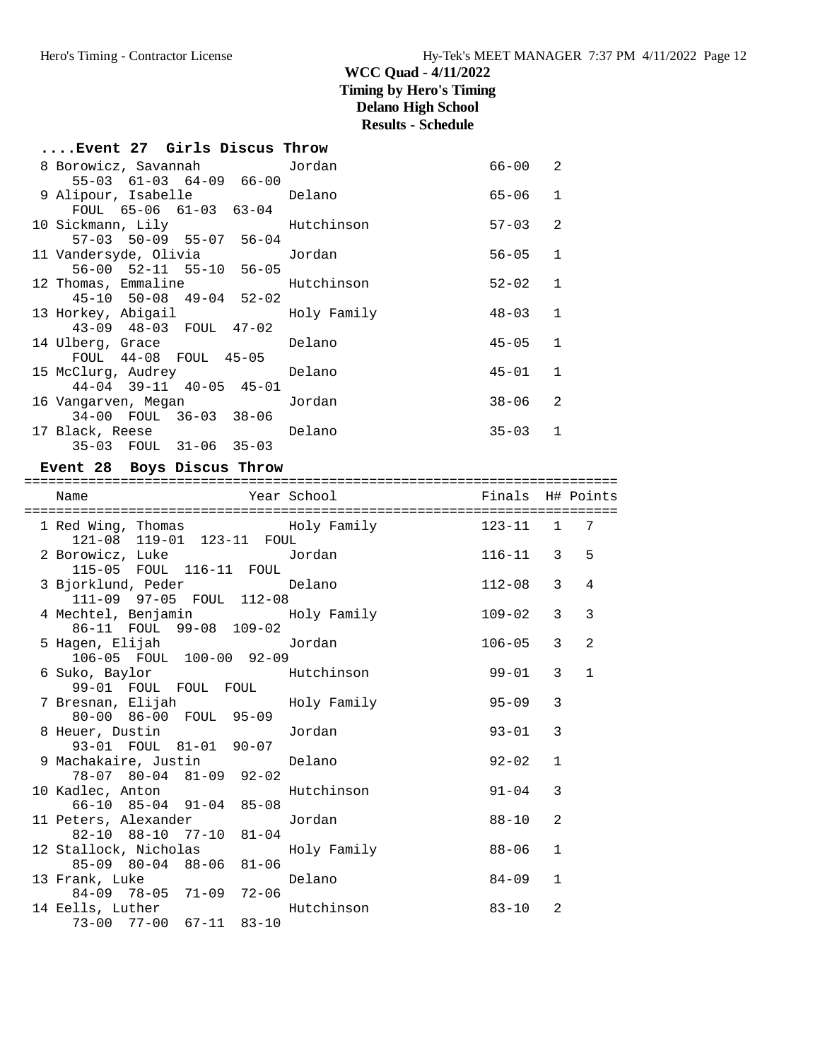WCC Quad - 4/11/2022
Timing by Hero's Timing
Delano High School
Results - Schedule

### ....Event 27 Girls Discus Throw

| Place | Name | Year | School | Finals | H# | Points |
|---|---|---|---|---|---|---|
| 8 | Borowicz, Savannah | | Jordan | 66-00 | 2 | |
| | 55-03 61-03 64-09 66-00 | | | | | |
| 9 | Alipour, Isabelle | | Delano | 65-06 | 1 | |
| | FOUL 65-06 61-03 63-04 | | | | | |
| 10 | Sickmann, Lily | | Hutchinson | 57-03 | 2 | |
| | 57-03 50-09 55-07 56-04 | | | | | |
| 11 | Vandersyde, Olivia | | Jordan | 56-05 | 1 | |
| | 56-00 52-11 55-10 56-05 | | | | | |
| 12 | Thomas, Emmaline | | Hutchinson | 52-02 | 1 | |
| | 45-10 50-08 49-04 52-02 | | | | | |
| 13 | Horkey, Abigail | | Holy Family | 48-03 | 1 | |
| | 43-09 48-03 FOUL 47-02 | | | | | |
| 14 | Ulberg, Grace | | Delano | 45-05 | 1 | |
| | FOUL 44-08 FOUL 45-05 | | | | | |
| 15 | McClurg, Audrey | | Delano | 45-01 | 1 | |
| | 44-04 39-11 40-05 45-01 | | | | | |
| 16 | Vangarven, Megan | | Jordan | 38-06 | 2 | |
| | 34-00 FOUL 36-03 38-06 | | | | | |
| 17 | Black, Reese | | Delano | 35-03 | 1 | |
| | 35-03 FOUL 31-06 35-03 | | | | | |

### Event 28 Boys Discus Throw

| Place | Name | Year | School | Finals | H# | Points |
|---|---|---|---|---|---|---|
| 1 | Red Wing, Thomas | | Holy Family | 123-11 | 1 | 7 |
| | 121-08 119-01 123-11 FOUL | | | | | |
| 2 | Borowicz, Luke | | Jordan | 116-11 | 3 | 5 |
| | 115-05 FOUL 116-11 FOUL | | | | | |
| 3 | Bjorklund, Peder | | Delano | 112-08 | 3 | 4 |
| | 111-09 97-05 FOUL 112-08 | | | | | |
| 4 | Mechtel, Benjamin | | Holy Family | 109-02 | 3 | 3 |
| | 86-11 FOUL 99-08 109-02 | | | | | |
| 5 | Hagen, Elijah | | Jordan | 106-05 | 3 | 2 |
| | 106-05 FOUL 100-00 92-09 | | | | | |
| 6 | Suko, Baylor | | Hutchinson | 99-01 | 3 | 1 |
| | 99-01 FOUL FOUL FOUL | | | | | |
| 7 | Bresnan, Elijah | | Holy Family | 95-09 | 3 | |
| | 80-00 86-00 FOUL 95-09 | | | | | |
| 8 | Heuer, Dustin | | Jordan | 93-01 | 3 | |
| | 93-01 FOUL 81-01 90-07 | | | | | |
| 9 | Machakaire, Justin | | Delano | 92-02 | 1 | |
| | 78-07 80-04 81-09 92-02 | | | | | |
| 10 | Kadlec, Anton | | Hutchinson | 91-04 | 3 | |
| | 66-10 85-04 91-04 85-08 | | | | | |
| 11 | Peters, Alexander | | Jordan | 88-10 | 2 | |
| | 82-10 88-10 77-10 81-04 | | | | | |
| 12 | Stallock, Nicholas | | Holy Family | 88-06 | 1 | |
| | 85-09 80-04 88-06 81-06 | | | | | |
| 13 | Frank, Luke | | Delano | 84-09 | 1 | |
| | 84-09 78-05 71-09 72-06 | | | | | |
| 14 | Eells, Luther | | Hutchinson | 83-10 | 2 | |
| | 73-00 77-00 67-11 83-10 | | | | | |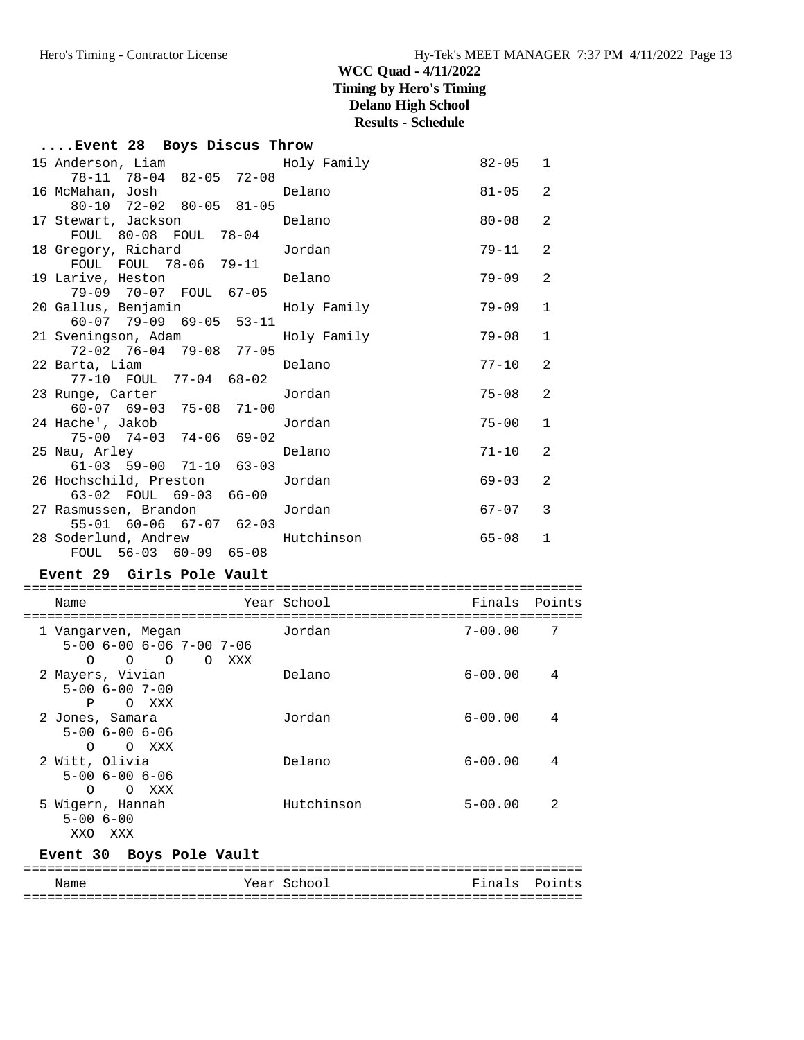# WCC Quad - 4/11/2022
## Timing by Hero's Timing
## Delano High School
## Results - Schedule

### ....Event 28 Boys Discus Throw

| Place | Name | School | Finals | Flight |
|---|---|---|---|---|
| 15 | Anderson, Liam | Holy Family | 82-05 | 1 |
| | 78-11 78-04 82-05 72-08 | | | |
| 16 | McMahan, Josh | Delano | 81-05 | 2 |
| | 80-10 72-02 80-05 81-05 | | | |
| 17 | Stewart, Jackson | Delano | 80-08 | 2 |
| | FOUL 80-08 FOUL 78-04 | | | |
| 18 | Gregory, Richard | Jordan | 79-11 | 2 |
| | FOUL FOUL 78-06 79-11 | | | |
| 19 | Larive, Heston | Delano | 79-09 | 2 |
| | 79-09 70-07 FOUL 67-05 | | | |
| 20 | Gallus, Benjamin | Holy Family | 79-09 | 1 |
| | 60-07 79-09 69-05 53-11 | | | |
| 21 | Sveningson, Adam | Holy Family | 79-08 | 1 |
| | 72-02 76-04 79-08 77-05 | | | |
| 22 | Barta, Liam | Delano | 77-10 | 2 |
| | 77-10 FOUL 77-04 68-02 | | | |
| 23 | Runge, Carter | Jordan | 75-08 | 2 |
| | 60-07 69-03 75-08 71-00 | | | |
| 24 | Hache', Jakob | Jordan | 75-00 | 1 |
| | 75-00 74-03 74-06 69-02 | | | |
| 25 | Nau, Arley | Delano | 71-10 | 2 |
| | 61-03 59-00 71-10 63-03 | | | |
| 26 | Hochschild, Preston | Jordan | 69-03 | 2 |
| | 63-02 FOUL 69-03 66-00 | | | |
| 27 | Rasmussen, Brandon | Jordan | 67-07 | 3 |
| | 55-01 60-06 67-07 62-03 | | | |
| 28 | Soderlund, Andrew | Hutchinson | 65-08 | 1 |
| | FOUL 56-03 60-09 65-08 | | | |

### Event 29 Girls Pole Vault

| Place | Name | Year | School | Finals | Points |
|---|---|---|---|---|---|
| 1 | Vangarven, Megan | | Jordan | 7-00.00 | 7 |
| | 5-00 6-00 6-06 7-00 7-06 | | | | |
| | O O O O XXX | | | | |
| 2 | Mayers, Vivian | | Delano | 6-00.00 | 4 |
| | 5-00 6-00 7-00 | | | | |
| | P O XXX | | | | |
| 2 | Jones, Samara | | Jordan | 6-00.00 | 4 |
| | 5-00 6-00 6-06 | | | | |
| | O O XXX | | | | |
| 2 | Witt, Olivia | | Delano | 6-00.00 | 4 |
| | 5-00 6-00 6-06 | | | | |
| | O O XXX | | | | |
| 5 | Wigern, Hannah | | Hutchinson | 5-00.00 | 2 |
| | 5-00 6-00 | | | | |
| | XXO XXX | | | | |

### Event 30 Boys Pole Vault

| Name | Year | School | Finals | Points |
|---|---|---|---|---|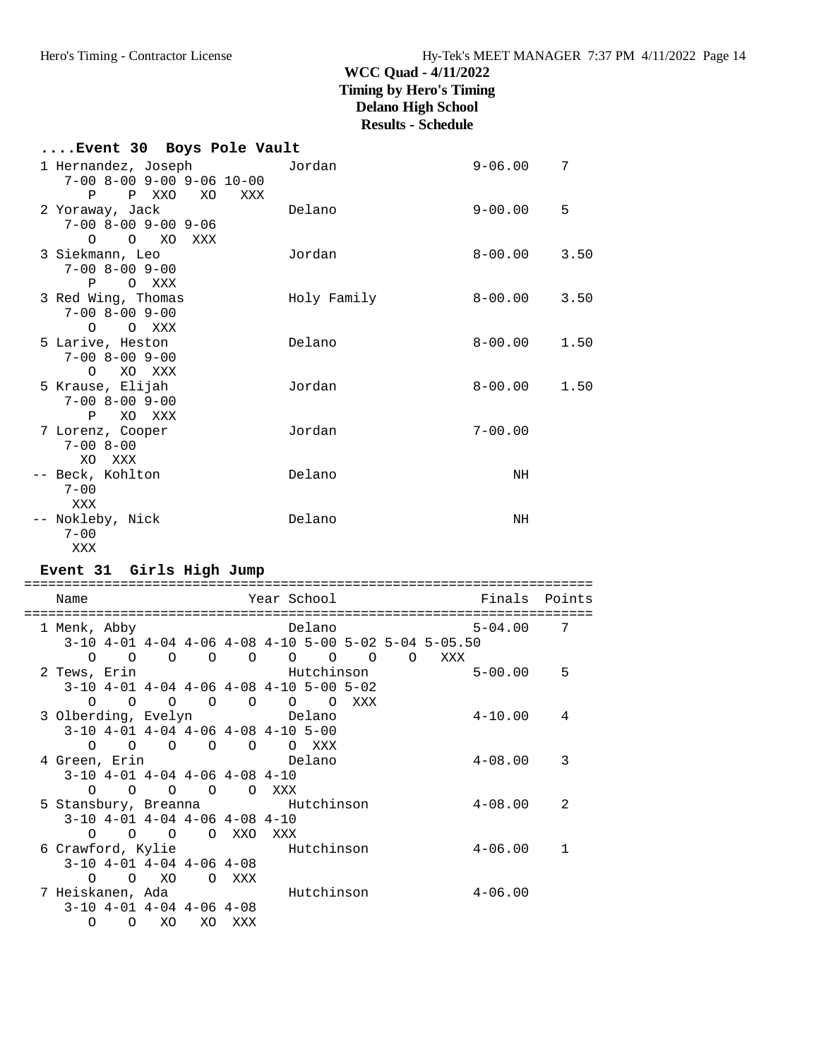# WCC Quad - 4/11/2022

**Timing by Hero's Timing**
**Delano High School**
**Results - Schedule**

### ....Event 30 Boys Pole Vault

```
 1 Hernandez, Joseph           Jordan                  9-06.00    7   
    7-00 8-00 9-00 9-06 10-00
       P    P  XXO   XO   XXX
 2 Yoraway, Jack               Delano                  9-00.00    5   
    7-00 8-00 9-00 9-06
       O    O   XO  XXX
 3 Siekmann, Leo               Jordan                  8-00.00    3.50
    7-00 8-00 9-00
       P    O  XXX
 3 Red Wing, Thomas            Holy Family             8-00.00    3.50
    7-00 8-00 9-00
       O    O  XXX
 5 Larive, Heston              Delano                  8-00.00    1.50
    7-00 8-00 9-00
       O   XO  XXX
 5 Krause, Elijah              Jordan                  8-00.00    1.50
    7-00 8-00 9-00
       P   XO  XXX
 7 Lorenz, Cooper              Jordan                  7-00.00        
    7-00 8-00
      XO  XXX
-- Beck, Kohlton               Delano                       NH        
    7-00
     XXX
-- Nokleby, Nick               Delano                       NH        
    7-00
     XXX
```

### Event 31 Girls High Jump

```
=======================================================================
    Name                    Year School                  Finals  Points
=======================================================================
  1 Menk, Abby                   Delano                  5-04.00    7   
     3-10 4-01 4-04 4-06 4-08 4-10 5-00 5-02 5-04 5-05.50
        O    O    O    O    O    O    O    O    O    XXX
  2 Tews, Erin                   Hutchinson              5-00.00    5   
     3-10 4-01 4-04 4-06 4-08 4-10 5-00 5-02
        O    O    O    O    O    O    O  XXX
  3 Olberding, Evelyn            Delano                  4-10.00    4   
     3-10 4-01 4-04 4-06 4-08 4-10 5-00
        O    O    O    O    O    O  XXX
  4 Green, Erin                  Delano                  4-08.00    3   
     3-10 4-01 4-04 4-06 4-08 4-10
        O    O    O    O    O  XXX
  5 Stansbury, Breanna           Hutchinson              4-08.00    2   
     3-10 4-01 4-04 4-06 4-08 4-10
        O    O    O    O  XXO  XXX
  6 Crawford, Kylie              Hutchinson              4-06.00    1   
     3-10 4-01 4-04 4-06 4-08
        O    O   XO    O  XXX
  7 Heiskanen, Ada               Hutchinson              4-06.00        
     3-10 4-01 4-04 4-06 4-08
        O    O   XO   XO  XXX
```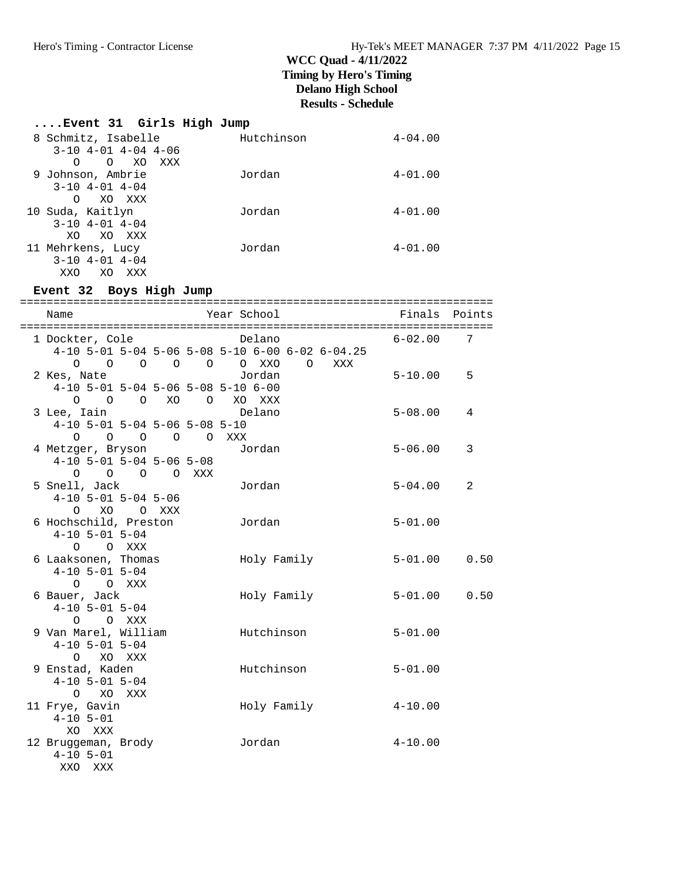# WCC Quad - 4/11/2022
## Timing by Hero's Timing
## Delano High School
## Results - Schedule

### ....Event 31 Girls High Jump

```
  8 Schmitz, Isabelle          Hutchinson              4-04.00
     3-10 4-01 4-04 4-06
        O    O   XO  XXX
  9 Johnson, Ambrie            Jordan                  4-01.00
     3-10 4-01 4-04
        O   XO  XXX
 10 Suda, Kaitlyn              Jordan                  4-01.00
     3-10 4-01 4-04
       XO   XO  XXX
 11 Mehrkens, Lucy             Jordan                  4-01.00
     3-10 4-01 4-04
      XXO   XO  XXX
```

### Event 32 Boys High Jump

```
=======================================================================
    Name                    Year School                 Finals  Points
=======================================================================
  1 Dockter, Cole                Delano                  6-02.00    7
     4-10 5-01 5-04 5-06 5-08 5-10 6-00 6-02 6-04.25
        O    O    O    O    O    O  XXO    O   XXX
  2 Kes, Nate                    Jordan                  5-10.00    5
     4-10 5-01 5-04 5-06 5-08 5-10 6-00
        O    O    O   XO    O   XO  XXX
  3 Lee, Iain                    Delano                  5-08.00    4
     4-10 5-01 5-04 5-06 5-08 5-10
        O    O    O    O    O  XXX
  4 Metzger, Bryson              Jordan                  5-06.00    3
     4-10 5-01 5-04 5-06 5-08
        O    O    O    O  XXX
  5 Snell, Jack                  Jordan                  5-04.00    2
     4-10 5-01 5-04 5-06
        O   XO    O  XXX
  6 Hochschild, Preston          Jordan                  5-01.00
     4-10 5-01 5-04
        O    O  XXX
  6 Laaksonen, Thomas            Holy Family             5-01.00    0.50
     4-10 5-01 5-04
        O    O  XXX
  6 Bauer, Jack                  Holy Family             5-01.00    0.50
     4-10 5-01 5-04
        O    O  XXX
  9 Van Marel, William           Hutchinson              5-01.00
     4-10 5-01 5-04
        O   XO  XXX
  9 Enstad, Kaden                Hutchinson              5-01.00
     4-10 5-01 5-04
        O   XO  XXX
 11 Frye, Gavin                  Holy Family             4-10.00
     4-10 5-01
       XO  XXX
 12 Bruggeman, Brody             Jordan                  4-10.00
     4-10 5-01
      XXO  XXX
```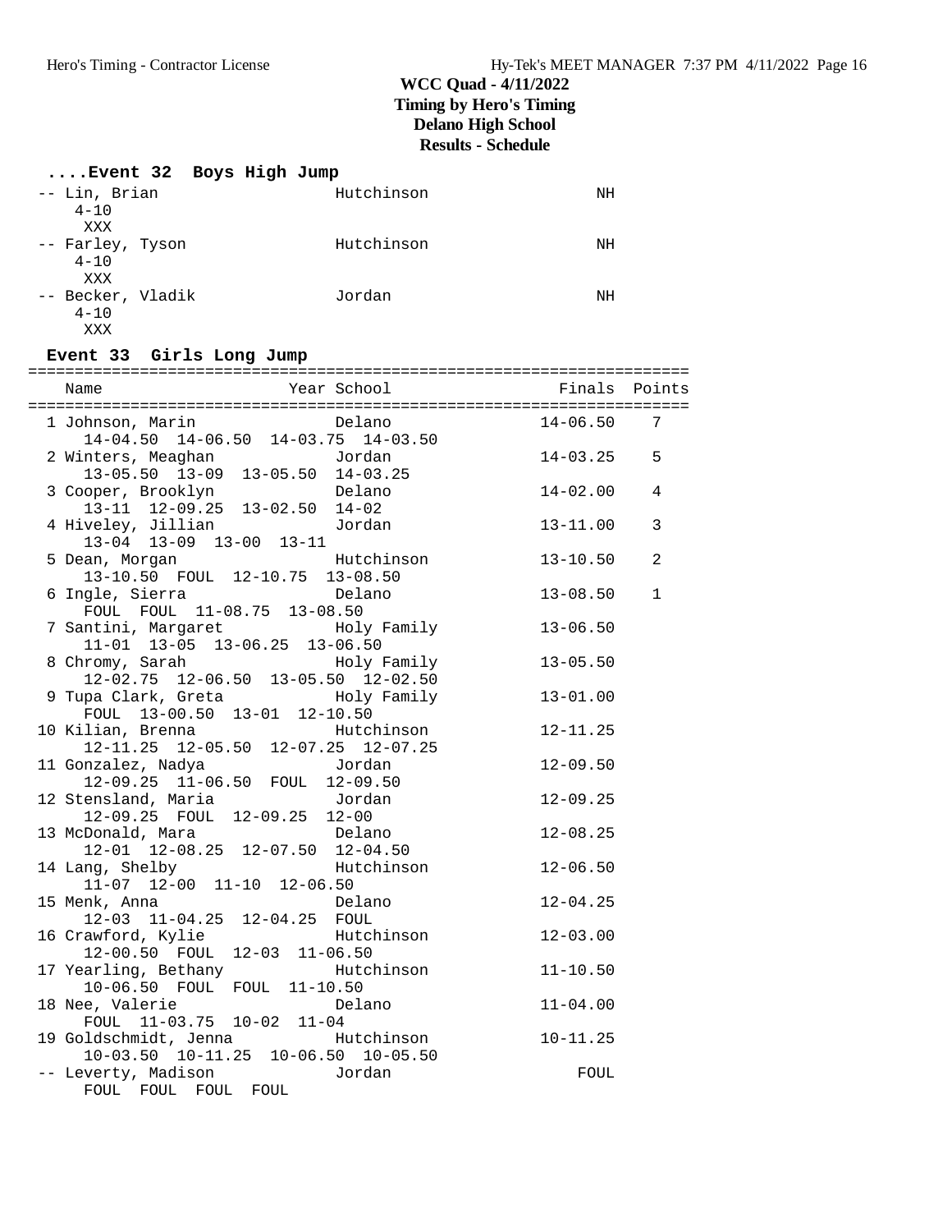# WCC Quad - 4/11/2022

**Timing by Hero's Timing**

**Delano High School**

**Results - Schedule**

### ....Event 32 Boys High Jump

```
-- Lin, Brian                  Hutchinson                NH
   4-10
    XXX
-- Farley, Tyson               Hutchinson                NH
   4-10
    XXX
-- Becker, Vladik              Jordan                    NH
   4-10
    XXX
```

### Event 33 Girls Long Jump

```
=======================================================================
   Name                    Year School                  Finals  Points
=======================================================================
  1 Johnson, Marin              Delano                  14-06.50    7
     14-04.50  14-06.50  14-03.75  14-03.50
  2 Winters, Meaghan            Jordan                  14-03.25    5
     13-05.50  13-09  13-05.50  14-03.25
  3 Cooper, Brooklyn            Delano                  14-02.00    4
     13-11  12-09.25  13-02.50  14-02
  4 Hiveley, Jillian            Jordan                  13-11.00    3
     13-04  13-09  13-00  13-11
  5 Dean, Morgan                Hutchinson              13-10.50    2
     13-10.50  FOUL  12-10.75  13-08.50
  6 Ingle, Sierra               Delano                  13-08.50    1
     FOUL  FOUL  11-08.75  13-08.50
  7 Santini, Margaret           Holy Family             13-06.50
     11-01  13-05  13-06.25  13-06.50
  8 Chromy, Sarah               Holy Family             13-05.50
     12-02.75  12-06.50  13-05.50  12-02.50
  9 Tupa Clark, Greta           Holy Family             13-01.00
     FOUL  13-00.50  13-01  12-10.50
 10 Kilian, Brenna              Hutchinson              12-11.25
     12-11.25  12-05.50  12-07.25  12-07.25
 11 Gonzalez, Nadya             Jordan                  12-09.50
     12-09.25  11-06.50  FOUL  12-09.50
 12 Stensland, Maria            Jordan                  12-09.25
     12-09.25  FOUL  12-09.25  12-00
 13 McDonald, Mara              Delano                  12-08.25
     12-01  12-08.25  12-07.50  12-04.50
 14 Lang, Shelby                Hutchinson              12-06.50
     11-07  12-00  11-10  12-06.50
 15 Menk, Anna                  Delano                  12-04.25
     12-03  11-04.25  12-04.25  FOUL
 16 Crawford, Kylie             Hutchinson              12-03.00
     12-00.50  FOUL  12-03  11-06.50
 17 Yearling, Bethany           Hutchinson              11-10.50
     10-06.50  FOUL  FOUL  11-10.50
 18 Nee, Valerie                Delano                  11-04.00
     FOUL  11-03.75  10-02  11-04
 19 Goldschmidt, Jenna          Hutchinson              10-11.25
     10-03.50  10-11.25  10-06.50  10-05.50
 -- Leverty, Madison            Jordan                      FOUL
     FOUL  FOUL  FOUL  FOUL
```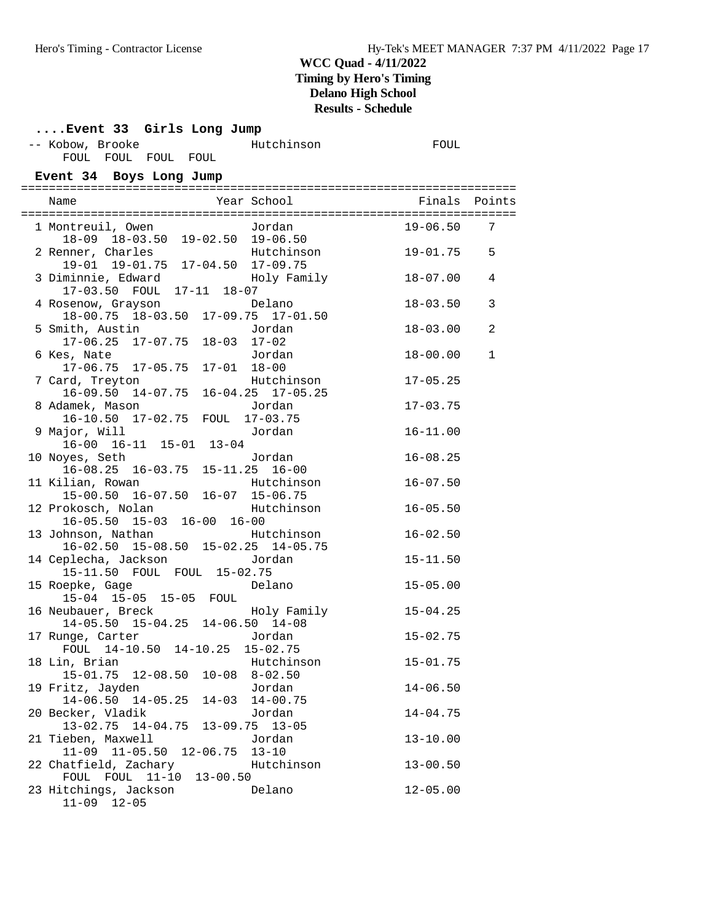# WCC Quad - 4/11/2022
**Timing by Hero's Timing**
**Delano High School**
**Results - Schedule**

### ....Event 33 Girls Long Jump

| Name | Year School | Finals |
|---|---|---|
| -- Kobow, Brooke | Hutchinson | FOUL |
| FOUL FOUL FOUL FOUL | | |

### Event 34 Boys Long Jump

| Name | Year School | Finals | Points |
|---|---|---|---|
| 1 Montreuil, Owen | Jordan | 19-06.50 | 7 |
| 18-09 18-03.50 19-02.50 19-06.50 | | | |
| 2 Renner, Charles | Hutchinson | 19-01.75 | 5 |
| 19-01 19-01.75 17-04.50 17-09.75 | | | |
| 3 Diminnie, Edward | Holy Family | 18-07.00 | 4 |
| 17-03.50 FOUL 17-11 18-07 | | | |
| 4 Rosenow, Grayson | Delano | 18-03.50 | 3 |
| 18-00.75 18-03.50 17-09.75 17-01.50 | | | |
| 5 Smith, Austin | Jordan | 18-03.00 | 2 |
| 17-06.25 17-07.75 18-03 17-02 | | | |
| 6 Kes, Nate | Jordan | 18-00.00 | 1 |
| 17-06.75 17-05.75 17-01 18-00 | | | |
| 7 Card, Treyton | Hutchinson | 17-05.25 | |
| 16-09.50 14-07.75 16-04.25 17-05.25 | | | |
| 8 Adamek, Mason | Jordan | 17-03.75 | |
| 16-10.50 17-02.75 FOUL 17-03.75 | | | |
| 9 Major, Will | Jordan | 16-11.00 | |
| 16-00 16-11 15-01 13-04 | | | |
| 10 Noyes, Seth | Jordan | 16-08.25 | |
| 16-08.25 16-03.75 15-11.25 16-00 | | | |
| 11 Kilian, Rowan | Hutchinson | 16-07.50 | |
| 15-00.50 16-07.50 16-07 15-06.75 | | | |
| 12 Prokosch, Nolan | Hutchinson | 16-05.50 | |
| 16-05.50 15-03 16-00 16-00 | | | |
| 13 Johnson, Nathan | Hutchinson | 16-02.50 | |
| 16-02.50 15-08.50 15-02.25 14-05.75 | | | |
| 14 Ceplecha, Jackson | Jordan | 15-11.50 | |
| 15-11.50 FOUL FOUL 15-02.75 | | | |
| 15 Roepke, Gage | Delano | 15-05.00 | |
| 15-04 15-05 15-05 FOUL | | | |
| 16 Neubauer, Breck | Holy Family | 15-04.25 | |
| 14-05.50 15-04.25 14-06.50 14-08 | | | |
| 17 Runge, Carter | Jordan | 15-02.75 | |
| FOUL 14-10.50 14-10.25 15-02.75 | | | |
| 18 Lin, Brian | Hutchinson | 15-01.75 | |
| 15-01.75 12-08.50 10-08 8-02.50 | | | |
| 19 Fritz, Jayden | Jordan | 14-06.50 | |
| 14-06.50 14-05.25 14-03 14-00.75 | | | |
| 20 Becker, Vladik | Jordan | 14-04.75 | |
| 13-02.75 14-04.75 13-09.75 13-05 | | | |
| 21 Tieben, Maxwell | Jordan | 13-10.00 | |
| 11-09 11-05.50 12-06.75 13-10 | | | |
| 22 Chatfield, Zachary | Hutchinson | 13-00.50 | |
| FOUL FOUL 11-10 13-00.50 | | | |
| 23 Hitchings, Jackson | Delano | 12-05.00 | |
| 11-09 12-05 | | | |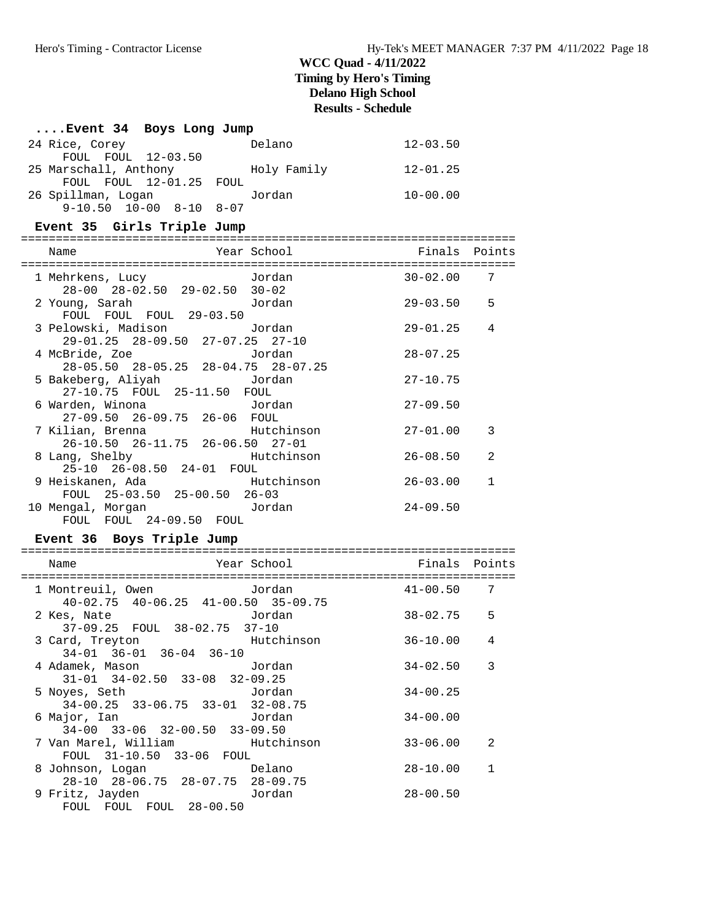# WCC Quad - 4/11/2022
**Timing by Hero's Timing**
**Delano High School**
**Results - Schedule**

## ....Event 34 Boys Long Jump

| Place | Name | School | Finals |
|---|---|---|---|
| 24 | Rice, Corey | Delano | 12-03.50 |
| | FOUL FOUL 12-03.50 | | |
| 25 | Marschall, Anthony | Holy Family | 12-01.25 |
| | FOUL FOUL 12-01.25 FOUL | | |
| 26 | Spillman, Logan | Jordan | 10-00.00 |
| | 9-10.50 10-00 8-10 8-07 | | |

## Event 35 Girls Triple Jump

| Place | Name | Year | School | Finals | Points |
|---|---|---|---|---|---|
| 1 | Mehrkens, Lucy | | Jordan | 30-02.00 | 7 |
| | 28-00 28-02.50 29-02.50 30-02 | | | | |
| 2 | Young, Sarah | | Jordan | 29-03.50 | 5 |
| | FOUL FOUL FOUL 29-03.50 | | | | |
| 3 | Pelowski, Madison | | Jordan | 29-01.25 | 4 |
| | 29-01.25 28-09.50 27-07.25 27-10 | | | | |
| 4 | McBride, Zoe | | Jordan | 28-07.25 | |
| | 28-05.50 28-05.25 28-04.75 28-07.25 | | | | |
| 5 | Bakeberg, Aliyah | | Jordan | 27-10.75 | |
| | 27-10.75 FOUL 25-11.50 FOUL | | | | |
| 6 | Warden, Winona | | Jordan | 27-09.50 | |
| | 27-09.50 26-09.75 26-06 FOUL | | | | |
| 7 | Kilian, Brenna | | Hutchinson | 27-01.00 | 3 |
| | 26-10.50 26-11.75 26-06.50 27-01 | | | | |
| 8 | Lang, Shelby | | Hutchinson | 26-08.50 | 2 |
| | 25-10 26-08.50 24-01 FOUL | | | | |
| 9 | Heiskanen, Ada | | Hutchinson | 26-03.00 | 1 |
| | FOUL 25-03.50 25-00.50 26-03 | | | | |
| 10 | Mengal, Morgan | | Jordan | 24-09.50 | |
| | FOUL FOUL 24-09.50 FOUL | | | | |

## Event 36 Boys Triple Jump

| Place | Name | Year | School | Finals | Points |
|---|---|---|---|---|---|
| 1 | Montreuil, Owen | | Jordan | 41-00.50 | 7 |
| | 40-02.75 40-06.25 41-00.50 35-09.75 | | | | |
| 2 | Kes, Nate | | Jordan | 38-02.75 | 5 |
| | 37-09.25 FOUL 38-02.75 37-10 | | | | |
| 3 | Card, Treyton | | Hutchinson | 36-10.00 | 4 |
| | 34-01 36-01 36-04 36-10 | | | | |
| 4 | Adamek, Mason | | Jordan | 34-02.50 | 3 |
| | 31-01 34-02.50 33-08 32-09.25 | | | | |
| 5 | Noyes, Seth | | Jordan | 34-00.25 | |
| | 34-00.25 33-06.75 33-01 32-08.75 | | | | |
| 6 | Major, Ian | | Jordan | 34-00.00 | |
| | 34-00 33-06 32-00.50 33-09.50 | | | | |
| 7 | Van Marel, William | | Hutchinson | 33-06.00 | 2 |
| | FOUL 31-10.50 33-06 FOUL | | | | |
| 8 | Johnson, Logan | | Delano | 28-10.00 | 1 |
| | 28-10 28-06.75 28-07.75 28-09.75 | | | | |
| 9 | Fritz, Jayden | | Jordan | 28-00.50 | |
| | FOUL FOUL FOUL 28-00.50 | | | | |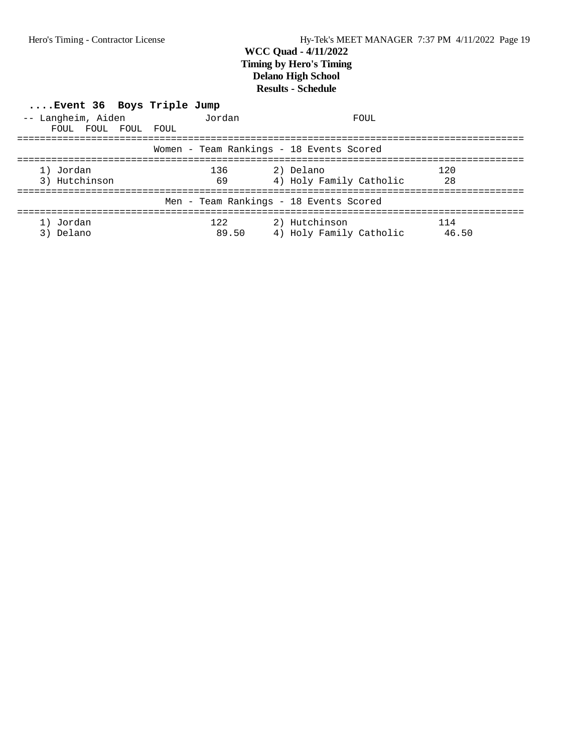## WCC Quad - 4/11/2022
**Timing by Hero's Timing**
**Delano High School**
**Results - Schedule**

### ....Event 36 Boys Triple Jump

| | | | |
|---|---|---|---|
| -- | Langheim, Aiden | Jordan | FOUL |
| | FOUL FOUL FOUL FOUL | | |

### Women - Team Rankings - 18 Events Scored

| | | | |
|---|---|---|---|
| 1) Jordan | 136 | 2) Delano | 120 |
| 3) Hutchinson | 69 | 4) Holy Family Catholic | 28 |

### Men - Team Rankings - 18 Events Scored

| | | | |
|---|---|---|---|
| 1) Jordan | 122 | 2) Hutchinson | 114 |
| 3) Delano | 89.50 | 4) Holy Family Catholic | 46.50 |